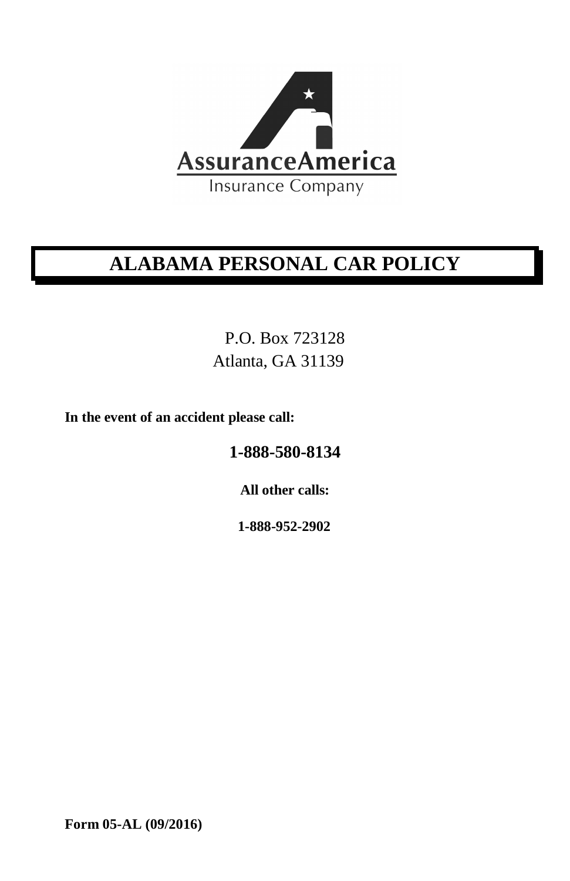AssuranceAmerica
Insurance Company

# ALABAMA PERSONAL CAR POLICY

P.O. Box 723128
Atlanta, GA 31139

**In the event of an accident please call:**

**1-888-580-8134**

**All other calls:**

**1-888-952-2902**

**Form 05-AL (09/2016)**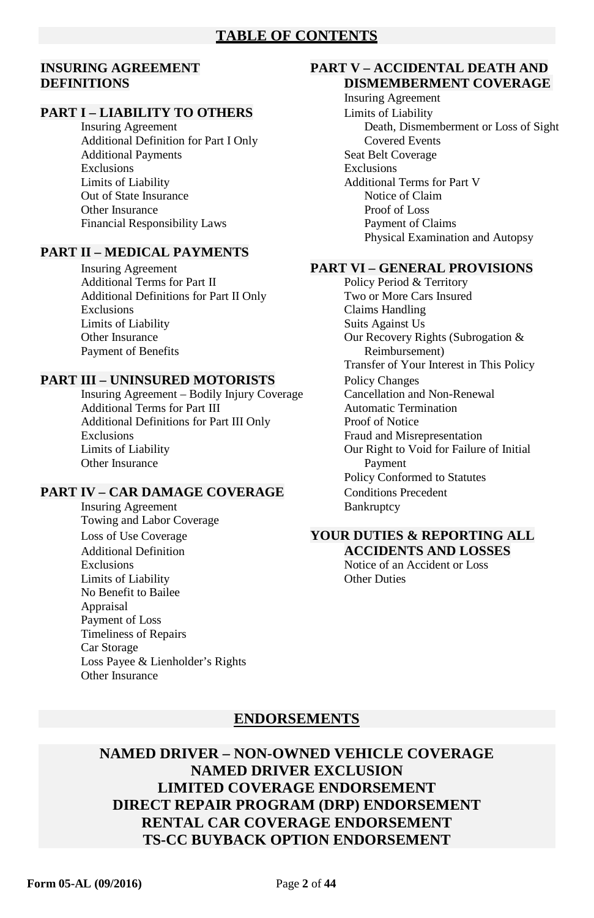# TABLE OF CONTENTS

**INSURING AGREEMENT**
**DEFINITIONS**

## PART I – LIABILITY TO OTHERS

- Insuring Agreement
- Additional Definition for Part I Only
- Additional Payments
- Exclusions
- Limits of Liability
- Out of State Insurance
- Other Insurance
- Financial Responsibility Laws

## PART II – MEDICAL PAYMENTS

- Insuring Agreement
- Additional Terms for Part II
- Additional Definitions for Part II Only
- Exclusions
- Limits of Liability
- Other Insurance
- Payment of Benefits

## PART III – UNINSURED MOTORISTS

- Insuring Agreement – Bodily Injury Coverage
- Additional Terms for Part III
- Additional Definitions for Part III Only
- Exclusions
- Limits of Liability
- Other Insurance

## PART IV – CAR DAMAGE COVERAGE

- Insuring Agreement
- Towing and Labor Coverage
- Loss of Use Coverage
- Additional Definition
- Exclusions
- Limits of Liability
- No Benefit to Bailee
- Appraisal
- Payment of Loss
- Timeliness of Repairs
- Car Storage
- Loss Payee & Lienholder's Rights
- Other Insurance

## PART V – ACCIDENTAL DEATH AND DISMEMBERMENT COVERAGE

- Insuring Agreement
- Limits of Liability
  - Death, Dismemberment or Loss of Sight
  - Covered Events
- Seat Belt Coverage
- Exclusions
- Additional Terms for Part V
  - Notice of Claim
  - Proof of Loss
  - Payment of Claims
  - Physical Examination and Autopsy

## PART VI – GENERAL PROVISIONS

- Policy Period & Territory
- Two or More Cars Insured
- Claims Handling
- Suits Against Us
- Our Recovery Rights (Subrogation & Reimbursement)
- Transfer of Your Interest in This Policy
- Policy Changes
- Cancellation and Non-Renewal
- Automatic Termination
- Proof of Notice
- Fraud and Misrepresentation
- Our Right to Void for Failure of Initial Payment
- Policy Conformed to Statutes
- Conditions Precedent
- Bankruptcy

## YOUR DUTIES & REPORTING ALL ACCIDENTS AND LOSSES

- Notice of an Accident or Loss
- Other Duties

# ENDORSEMENTS

**NAMED DRIVER – NON-OWNED VEHICLE COVERAGE**
**NAMED DRIVER EXCLUSION**
**LIMITED COVERAGE ENDORSEMENT**
**DIRECT REPAIR PROGRAM (DRP) ENDORSEMENT**
**RENTAL CAR COVERAGE ENDORSEMENT**
**TS-CC BUYBACK OPTION ENDORSEMENT**

Form 05-AL (09/2016)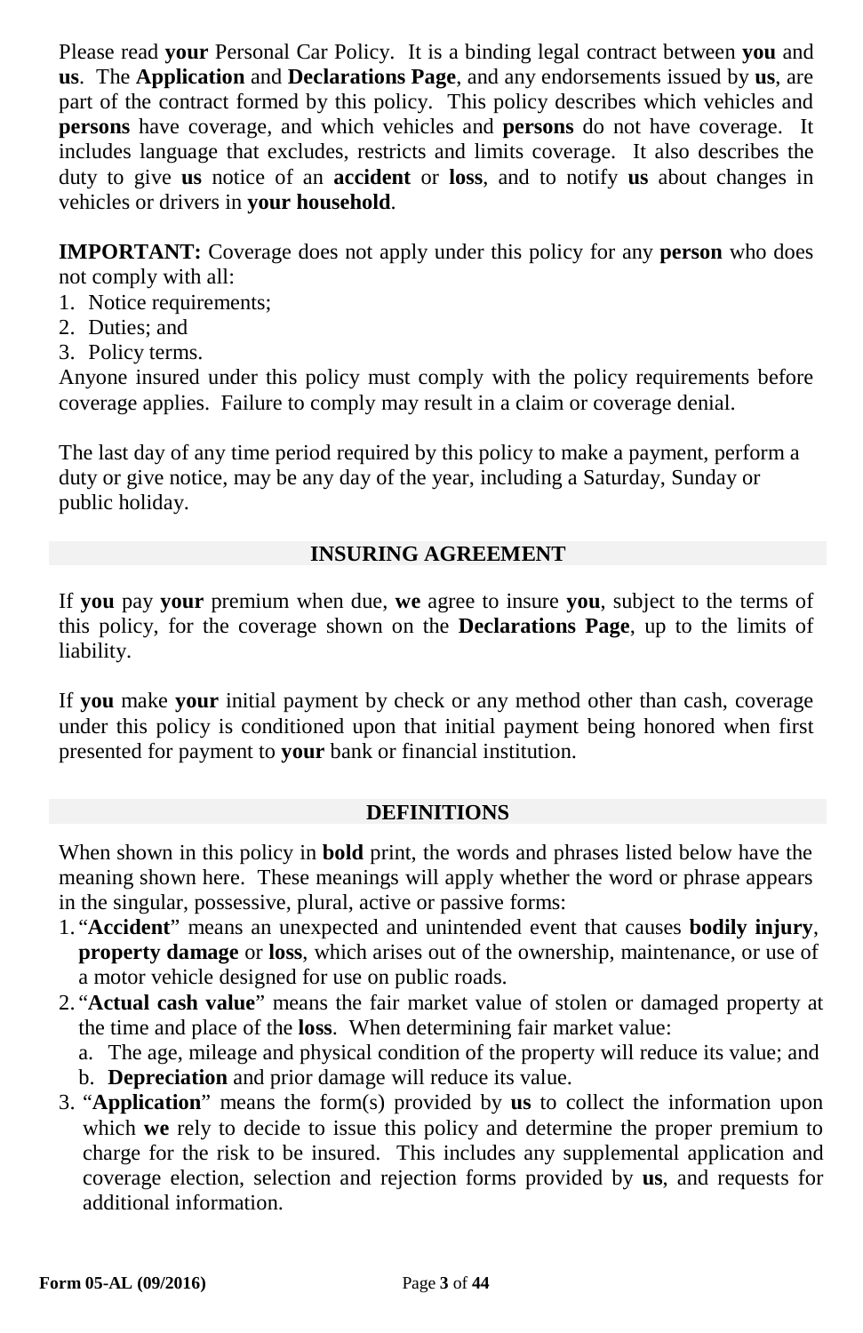Please read **your** Personal Car Policy. It is a binding legal contract between **you** and **us**. The **Application** and **Declarations Page**, and any endorsements issued by **us**, are part of the contract formed by this policy. This policy describes which vehicles and **persons** have coverage, and which vehicles and **persons** do not have coverage. It includes language that excludes, restricts and limits coverage. It also describes the duty to give **us** notice of an **accident** or **loss**, and to notify **us** about changes in vehicles or drivers in **your household**.

**IMPORTANT:** Coverage does not apply under this policy for any **person** who does not comply with all:

1. Notice requirements;
2. Duties; and
3. Policy terms.

Anyone insured under this policy must comply with the policy requirements before coverage applies. Failure to comply may result in a claim or coverage denial.

The last day of any time period required by this policy to make a payment, perform a duty or give notice, may be any day of the year, including a Saturday, Sunday or public holiday.

## INSURING AGREEMENT

If **you** pay **your** premium when due, **we** agree to insure **you**, subject to the terms of this policy, for the coverage shown on the **Declarations Page**, up to the limits of liability.

If **you** make **your** initial payment by check or any method other than cash, coverage under this policy is conditioned upon that initial payment being honored when first presented for payment to **your** bank or financial institution.

## DEFINITIONS

When shown in this policy in **bold** print, the words and phrases listed below have the meaning shown here. These meanings will apply whether the word or phrase appears in the singular, possessive, plural, active or passive forms:

1. "**Accident**" means an unexpected and unintended event that causes **bodily injury**, **property damage** or **loss**, which arises out of the ownership, maintenance, or use of a motor vehicle designed for use on public roads.
2. "**Actual cash value**" means the fair market value of stolen or damaged property at the time and place of the **loss**. When determining fair market value:
   a. The age, mileage and physical condition of the property will reduce its value; and
   b. **Depreciation** and prior damage will reduce its value.
3. "**Application**" means the form(s) provided by **us** to collect the information upon which **we** rely to decide to issue this policy and determine the proper premium to charge for the risk to be insured. This includes any supplemental application and coverage election, selection and rejection forms provided by **us**, and requests for additional information.

**Form 05-AL (09/2016)**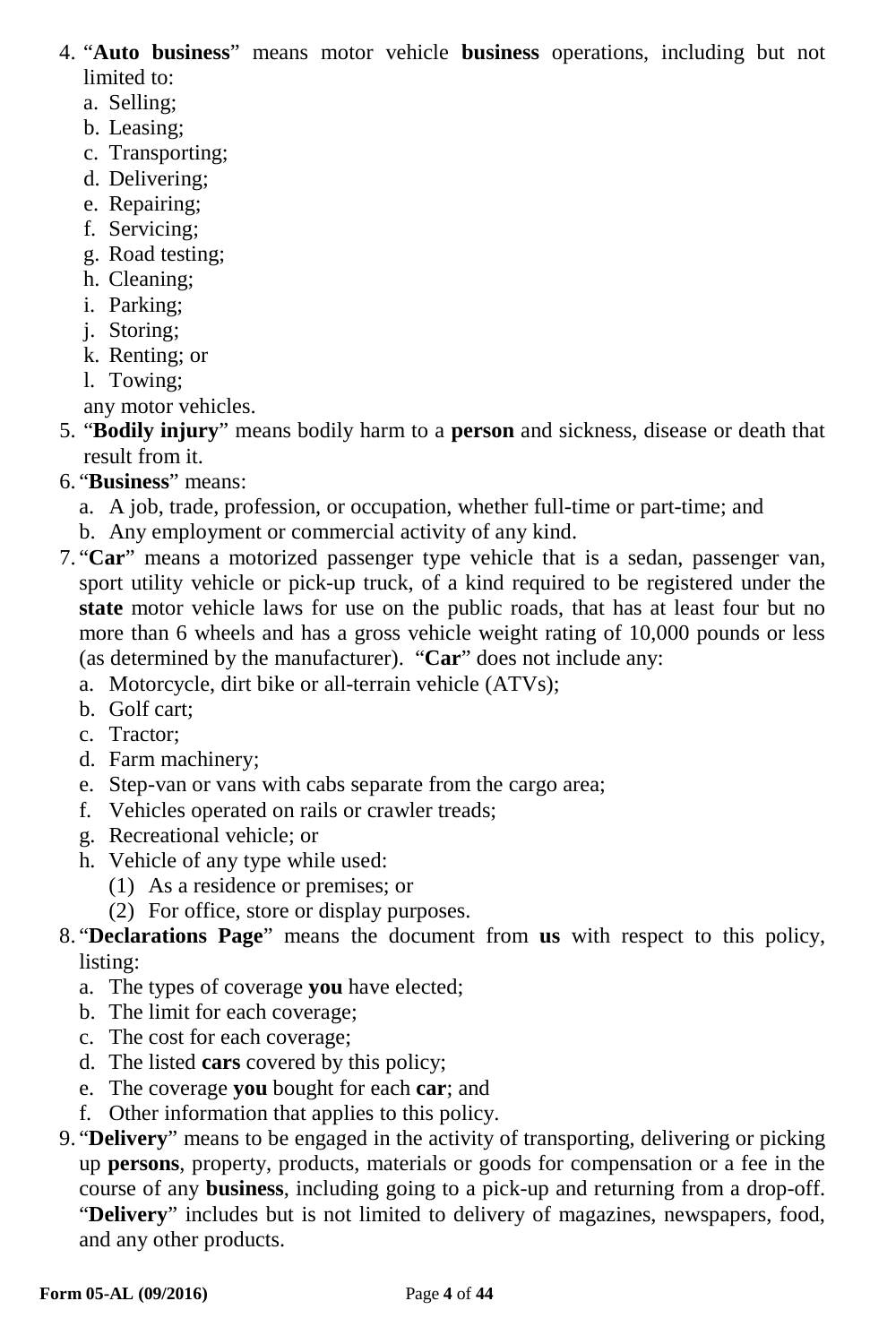4. "**Auto business**" means motor vehicle **business** operations, including but not limited to:
   a. Selling;
   b. Leasing;
   c. Transporting;
   d. Delivering;
   e. Repairing;
   f. Servicing;
   g. Road testing;
   h. Cleaning;
   i. Parking;
   j. Storing;
   k. Renting; or
   l. Towing;

   any motor vehicles.
5. "**Bodily injury**" means bodily harm to a **person** and sickness, disease or death that result from it.
6. "**Business**" means:
   a. A job, trade, profession, or occupation, whether full-time or part-time; and
   b. Any employment or commercial activity of any kind.
7. "**Car**" means a motorized passenger type vehicle that is a sedan, passenger van, sport utility vehicle or pick-up truck, of a kind required to be registered under the **state** motor vehicle laws for use on the public roads, that has at least four but no more than 6 wheels and has a gross vehicle weight rating of 10,000 pounds or less (as determined by the manufacturer). "**Car**" does not include any:
   a. Motorcycle, dirt bike or all-terrain vehicle (ATVs);
   b. Golf cart;
   c. Tractor;
   d. Farm machinery;
   e. Step-van or vans with cabs separate from the cargo area;
   f. Vehicles operated on rails or crawler treads;
   g. Recreational vehicle; or
   h. Vehicle of any type while used:
      (1) As a residence or premises; or
      (2) For office, store or display purposes.
8. "**Declarations Page**" means the document from **us** with respect to this policy, listing:
   a. The types of coverage **you** have elected;
   b. The limit for each coverage;
   c. The cost for each coverage;
   d. The listed **cars** covered by this policy;
   e. The coverage **you** bought for each **car**; and
   f. Other information that applies to this policy.
9. "**Delivery**" means to be engaged in the activity of transporting, delivering or picking up **persons**, property, products, materials or goods for compensation or a fee in the course of any **business**, including going to a pick-up and returning from a drop-off. "**Delivery**" includes but is not limited to delivery of magazines, newspapers, food, and any other products.

**Form 05-AL (09/2016)**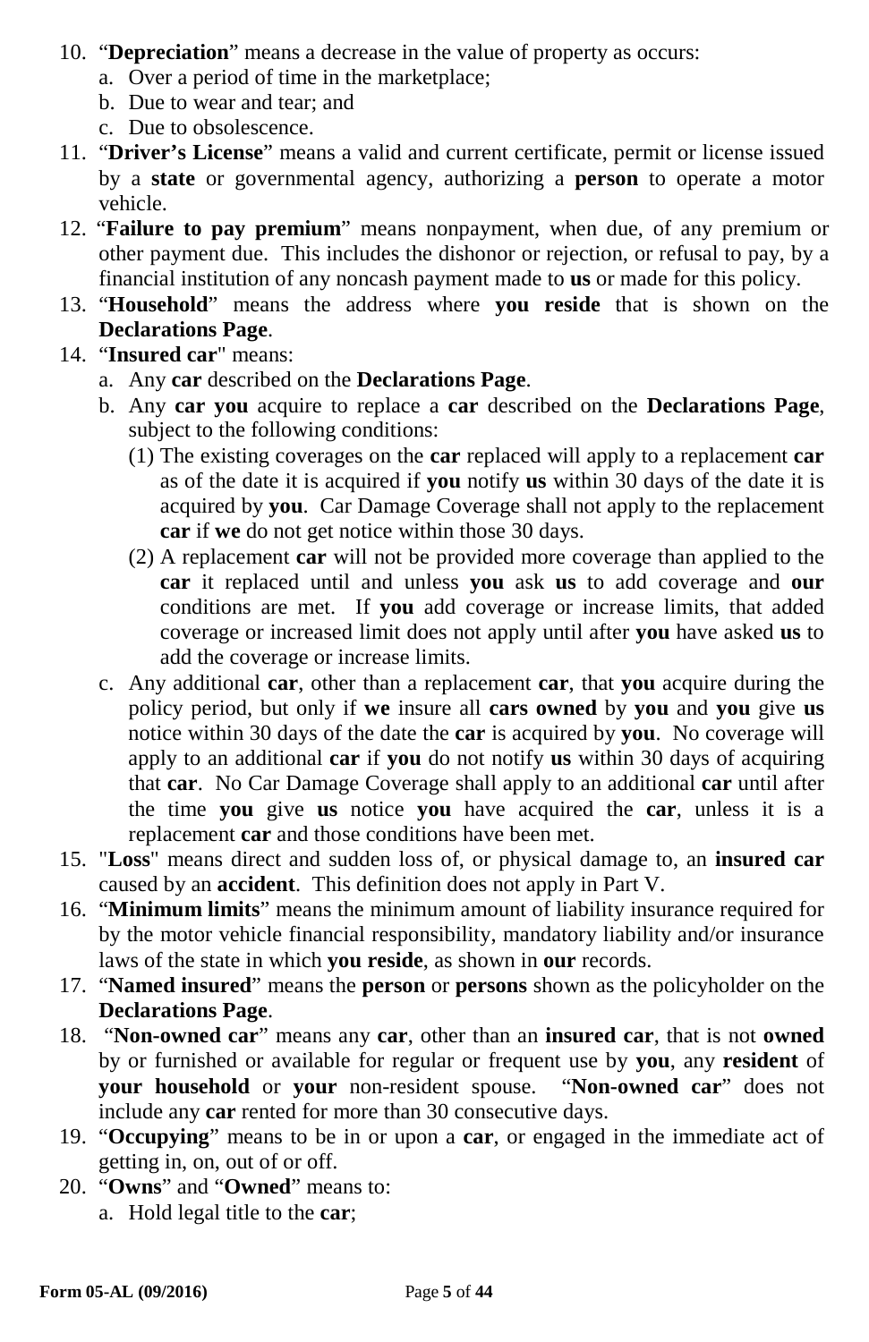10. "**Depreciation**" means a decrease in the value of property as occurs:
    a. Over a period of time in the marketplace;
    b. Due to wear and tear; and
    c. Due to obsolescence.
11. "**Driver's License**" means a valid and current certificate, permit or license issued by a **state** or governmental agency, authorizing a **person** to operate a motor vehicle.
12. "**Failure to pay premium**" means nonpayment, when due, of any premium or other payment due. This includes the dishonor or rejection, or refusal to pay, by a financial institution of any noncash payment made to **us** or made for this policy.
13. "**Household**" means the address where **you reside** that is shown on the **Declarations Page**.
14. "**Insured car**" means:
    a. Any **car** described on the **Declarations Page**.
    b. Any **car you** acquire to replace a **car** described on the **Declarations Page**, subject to the following conditions:
       (1) The existing coverages on the **car** replaced will apply to a replacement **car** as of the date it is acquired if **you** notify **us** within 30 days of the date it is acquired by **you**. Car Damage Coverage shall not apply to the replacement **car** if **we** do not get notice within those 30 days.
       (2) A replacement **car** will not be provided more coverage than applied to the **car** it replaced until and unless **you** ask **us** to add coverage and **our** conditions are met. If **you** add coverage or increase limits, that added coverage or increased limit does not apply until after **you** have asked **us** to add the coverage or increase limits.
    c. Any additional **car**, other than a replacement **car**, that **you** acquire during the policy period, but only if **we** insure all **cars owned** by **you** and **you** give **us** notice within 30 days of the date the **car** is acquired by **you**. No coverage will apply to an additional **car** if **you** do not notify **us** within 30 days of acquiring that **car**. No Car Damage Coverage shall apply to an additional **car** until after the time **you** give **us** notice **you** have acquired the **car**, unless it is a replacement **car** and those conditions have been met.
15. "**Loss**" means direct and sudden loss of, or physical damage to, an **insured car** caused by an **accident**. This definition does not apply in Part V.
16. "**Minimum limits**" means the minimum amount of liability insurance required for by the motor vehicle financial responsibility, mandatory liability and/or insurance laws of the state in which **you reside**, as shown in **our** records.
17. "**Named insured**" means the **person** or **persons** shown as the policyholder on the **Declarations Page**.
18. "**Non-owned car**" means any **car**, other than an **insured car**, that is not **owned** by or furnished or available for regular or frequent use by **you**, any **resident** of **your household** or **your** non-resident spouse. "**Non-owned car**" does not include any **car** rented for more than 30 consecutive days.
19. "**Occupying**" means to be in or upon a **car**, or engaged in the immediate act of getting in, on, out of or off.
20. "**Owns**" and "**Owned**" means to:
    a. Hold legal title to the **car**;

Form 05-AL (09/2016)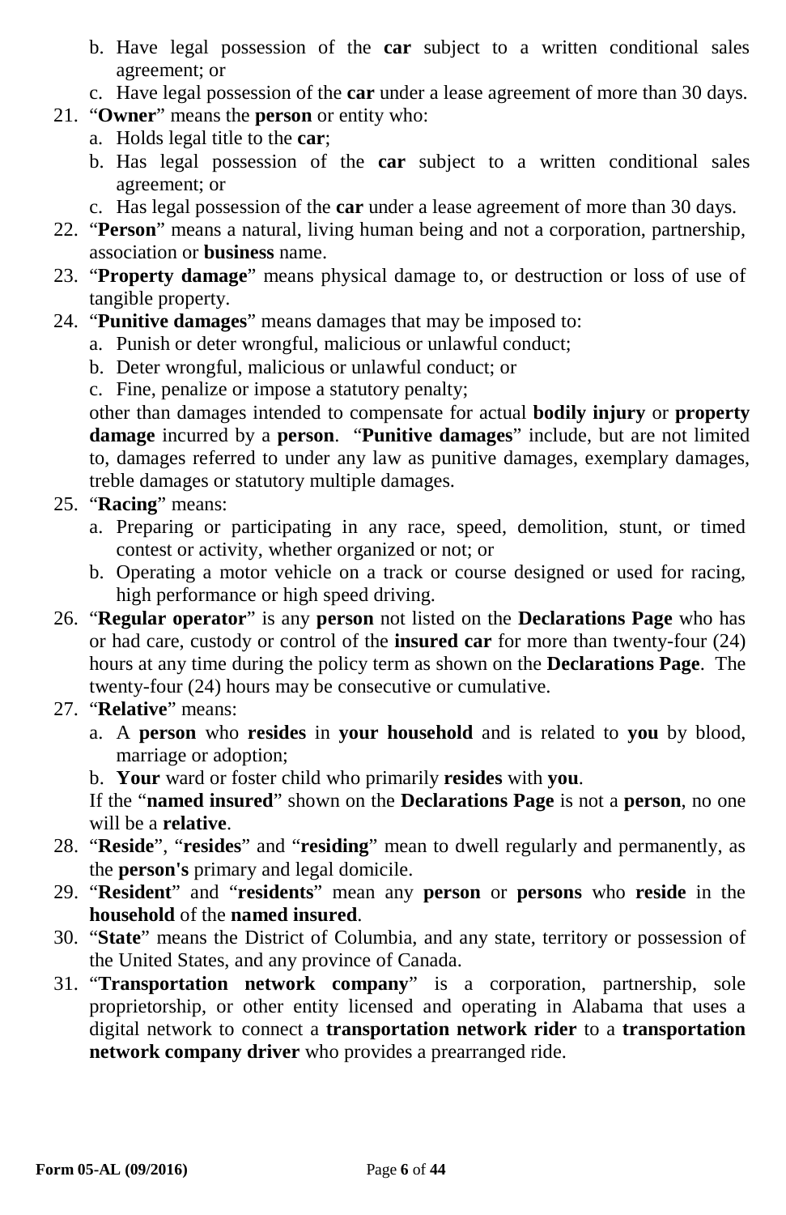b. Have legal possession of the **car** subject to a written conditional sales agreement; or
   c. Have legal possession of the **car** under a lease agreement of more than 30 days.

21. "**Owner**" means the **person** or entity who:
   a. Holds legal title to the **car**;
   b. Has legal possession of the **car** subject to a written conditional sales agreement; or
   c. Has legal possession of the **car** under a lease agreement of more than 30 days.
22. "**Person**" means a natural, living human being and not a corporation, partnership, association or **business** name.
23. "**Property damage**" means physical damage to, or destruction or loss of use of tangible property.
24. "**Punitive damages**" means damages that may be imposed to:
   a. Punish or deter wrongful, malicious or unlawful conduct;
   b. Deter wrongful, malicious or unlawful conduct; or
   c. Fine, penalize or impose a statutory penalty;

   other than damages intended to compensate for actual **bodily injury** or **property damage** incurred by a **person**. "**Punitive damages**" include, but are not limited to, damages referred to under any law as punitive damages, exemplary damages, treble damages or statutory multiple damages.
25. "**Racing**" means:
   a. Preparing or participating in any race, speed, demolition, stunt, or timed contest or activity, whether organized or not; or
   b. Operating a motor vehicle on a track or course designed or used for racing, high performance or high speed driving.
26. "**Regular operator**" is any **person** not listed on the **Declarations Page** who has or had care, custody or control of the **insured car** for more than twenty-four (24) hours at any time during the policy term as shown on the **Declarations Page**. The twenty-four (24) hours may be consecutive or cumulative.
27. "**Relative**" means:
   a. A **person** who **resides** in **your household** and is related to **you** by blood, marriage or adoption;
   b. **Your** ward or foster child who primarily **resides** with **you**.

   If the "**named insured**" shown on the **Declarations Page** is not a **person**, no one will be a **relative**.
28. "**Reside**", "**resides**" and "**residing**" mean to dwell regularly and permanently, as the **person's** primary and legal domicile.
29. "**Resident**" and "**residents**" mean any **person** or **persons** who **reside** in the **household** of the **named insured**.
30. "**State**" means the District of Columbia, and any state, territory or possession of the United States, and any province of Canada.
31. "**Transportation network company**" is a corporation, partnership, sole proprietorship, or other entity licensed and operating in Alabama that uses a digital network to connect a **transportation network rider** to a **transportation network company driver** who provides a prearranged ride.

**Form 05-AL (09/2016)**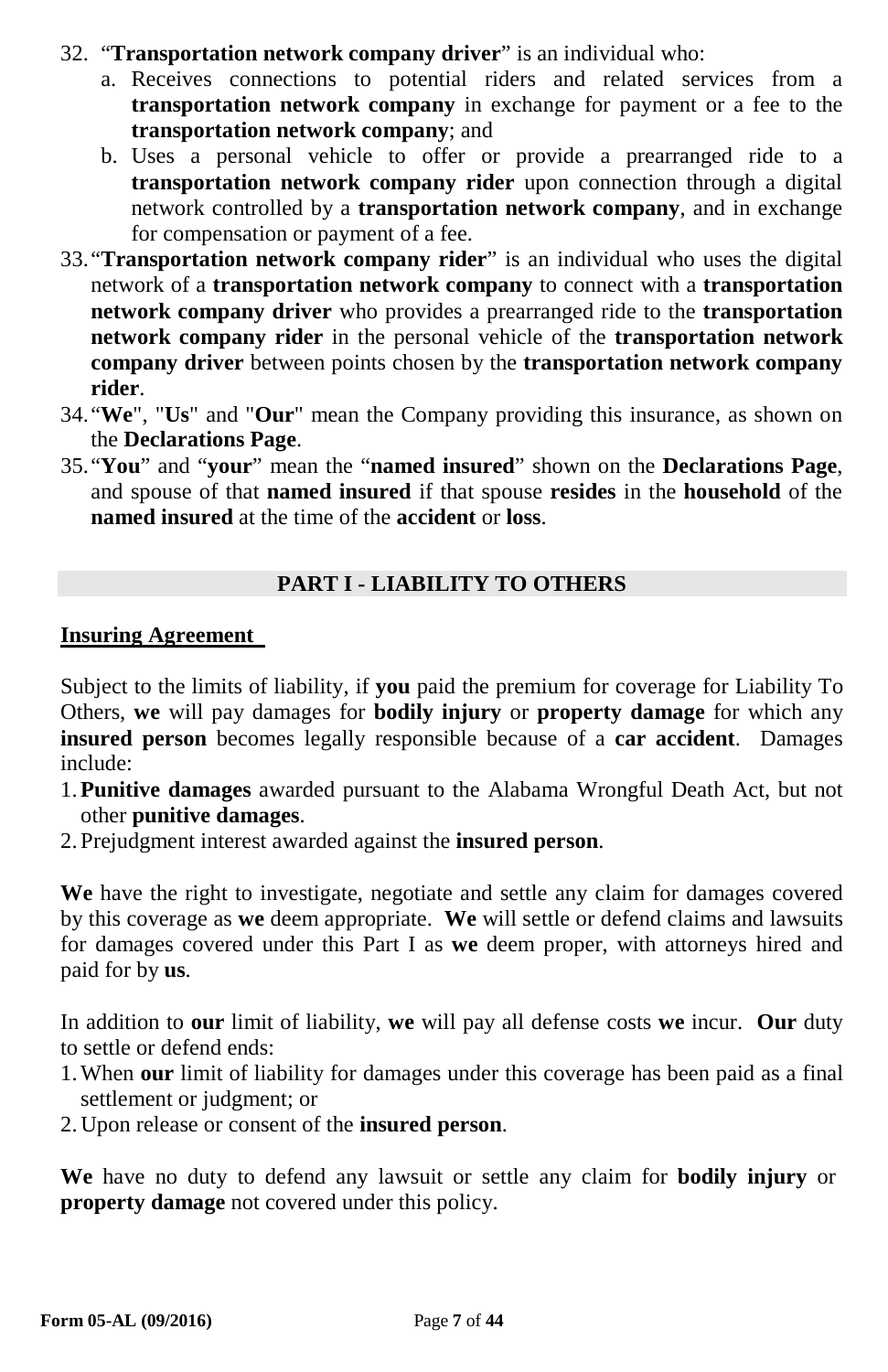32. "**Transportation network company driver**" is an individual who:
    a. Receives connections to potential riders and related services from a **transportation network company** in exchange for payment or a fee to the **transportation network company**; and
    b. Uses a personal vehicle to offer or provide a prearranged ride to a **transportation network company rider** upon connection through a digital network controlled by a **transportation network company**, and in exchange for compensation or payment of a fee.
33. "**Transportation network company rider**" is an individual who uses the digital network of a **transportation network company** to connect with a **transportation network company driver** who provides a prearranged ride to the **transportation network company rider** in the personal vehicle of the **transportation network company driver** between points chosen by the **transportation network company rider**.
34. "**We**", "**Us**" and "**Our**" mean the Company providing this insurance, as shown on the **Declarations Page**.
35. "**You**" and "**your**" mean the "**named insured**" shown on the **Declarations Page**, and spouse of that **named insured** if that spouse **resides** in the **household** of the **named insured** at the time of the **accident** or **loss**.

## PART I - LIABILITY TO OTHERS

### Insuring Agreement

Subject to the limits of liability, if **you** paid the premium for coverage for Liability To Others, **we** will pay damages for **bodily injury** or **property damage** for which any **insured person** becomes legally responsible because of a **car accident**. Damages include:

1. **Punitive damages** awarded pursuant to the Alabama Wrongful Death Act, but not other **punitive damages**.
2. Prejudgment interest awarded against the **insured person**.

**We** have the right to investigate, negotiate and settle any claim for damages covered by this coverage as **we** deem appropriate. **We** will settle or defend claims and lawsuits for damages covered under this Part I as **we** deem proper, with attorneys hired and paid for by **us**.

In addition to **our** limit of liability, **we** will pay all defense costs **we** incur. **Our** duty to settle or defend ends:

1. When **our** limit of liability for damages under this coverage has been paid as a final settlement or judgment; or
2. Upon release or consent of the **insured person**.

**We** have no duty to defend any lawsuit or settle any claim for **bodily injury** or **property damage** not covered under this policy.

Form 05-AL (09/2016)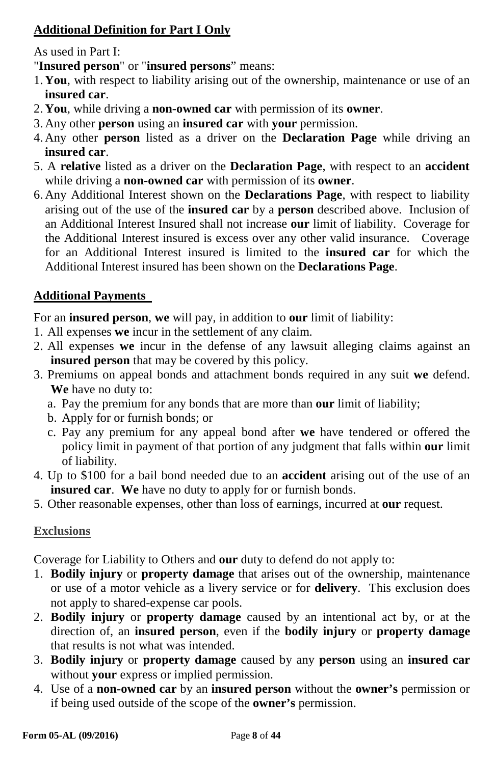**Additional Definition for Part I Only**

As used in Part I:

"**Insured person**" or "**insured persons**" means:

1. **You**, with respect to liability arising out of the ownership, maintenance or use of an **insured car**.
2. **You**, while driving a **non-owned car** with permission of its **owner**.
3. Any other **person** using an **insured car** with **your** permission.
4. Any other **person** listed as a driver on the **Declaration Page** while driving an **insured car**.
5. A **relative** listed as a driver on the **Declaration Page**, with respect to an **accident** while driving a **non-owned car** with permission of its **owner**.
6. Any Additional Interest shown on the **Declarations Page**, with respect to liability arising out of the use of the **insured car** by a **person** described above. Inclusion of an Additional Interest Insured shall not increase **our** limit of liability. Coverage for the Additional Interest insured is excess over any other valid insurance. Coverage for an Additional Interest insured is limited to the **insured car** for which the Additional Interest insured has been shown on the **Declarations Page**.

**Additional Payments**

For an **insured person**, **we** will pay, in addition to **our** limit of liability:

1. All expenses **we** incur in the settlement of any claim.
2. All expenses **we** incur in the defense of any lawsuit alleging claims against an **insured person** that may be covered by this policy.
3. Premiums on appeal bonds and attachment bonds required in any suit **we** defend. **We** have no duty to:
   a. Pay the premium for any bonds that are more than **our** limit of liability;
   b. Apply for or furnish bonds; or
   c. Pay any premium for any appeal bond after **we** have tendered or offered the policy limit in payment of that portion of any judgment that falls within **our** limit of liability.
4. Up to $100 for a bail bond needed due to an **accident** arising out of the use of an **insured car**. **We** have no duty to apply for or furnish bonds.
5. Other reasonable expenses, other than loss of earnings, incurred at **our** request.

**Exclusions**

Coverage for Liability to Others and **our** duty to defend do not apply to:

1. **Bodily injury** or **property damage** that arises out of the ownership, maintenance or use of a motor vehicle as a livery service or for **delivery**. This exclusion does not apply to shared-expense car pools.
2. **Bodily injury** or **property damage** caused by an intentional act by, or at the direction of, an **insured person**, even if the **bodily injury** or **property damage** that results is not what was intended.
3. **Bodily injury** or **property damage** caused by any **person** using an **insured car** without **your** express or implied permission.
4. Use of a **non-owned car** by an **insured person** without the **owner's** permission or if being used outside of the scope of the **owner's** permission.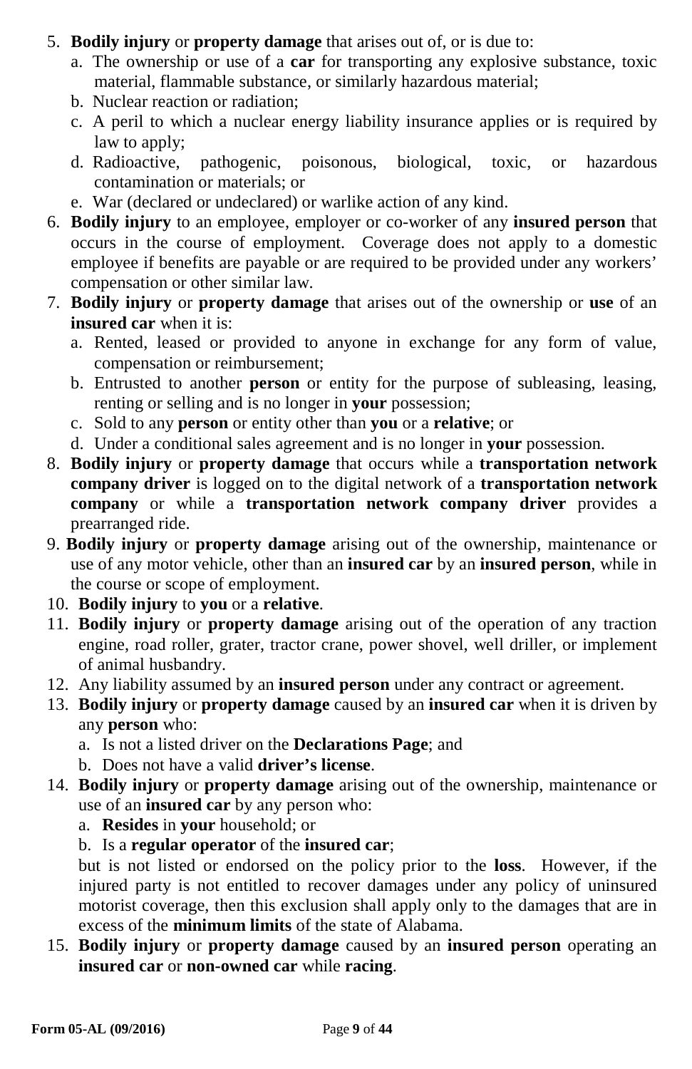5. **Bodily injury** or **property damage** that arises out of, or is due to:
   a. The ownership or use of a **car** for transporting any explosive substance, toxic material, flammable substance, or similarly hazardous material;
   b. Nuclear reaction or radiation;
   c. A peril to which a nuclear energy liability insurance applies or is required by law to apply;
   d. Radioactive, pathogenic, poisonous, biological, toxic, or hazardous contamination or materials; or
   e. War (declared or undeclared) or warlike action of any kind.
6. **Bodily injury** to an employee, employer or co-worker of any **insured person** that occurs in the course of employment. Coverage does not apply to a domestic employee if benefits are payable or are required to be provided under any workers' compensation or other similar law.
7. **Bodily injury** or **property damage** that arises out of the ownership or **use** of an **insured car** when it is:
   a. Rented, leased or provided to anyone in exchange for any form of value, compensation or reimbursement;
   b. Entrusted to another **person** or entity for the purpose of subleasing, leasing, renting or selling and is no longer in **your** possession;
   c. Sold to any **person** or entity other than **you** or a **relative**; or
   d. Under a conditional sales agreement and is no longer in **your** possession.
8. **Bodily injury** or **property damage** that occurs while a **transportation network company driver** is logged on to the digital network of a **transportation network company** or while a **transportation network company driver** provides a prearranged ride.
9. **Bodily injury** or **property damage** arising out of the ownership, maintenance or use of any motor vehicle, other than an **insured car** by an **insured person**, while in the course or scope of employment.
10. **Bodily injury** to **you** or a **relative**.
11. **Bodily injury** or **property damage** arising out of the operation of any traction engine, road roller, grater, tractor crane, power shovel, well driller, or implement of animal husbandry.
12. Any liability assumed by an **insured person** under any contract or agreement.
13. **Bodily injury** or **property damage** caused by an **insured car** when it is driven by any **person** who:
    a. Is not a listed driver on the **Declarations Page**; and
    b. Does not have a valid **driver's license**.
14. **Bodily injury** or **property damage** arising out of the ownership, maintenance or use of an **insured car** by any person who:
    a. **Resides** in **your** household; or
    b. Is a **regular operator** of the **insured car**;

    but is not listed or endorsed on the policy prior to the **loss**. However, if the injured party is not entitled to recover damages under any policy of uninsured motorist coverage, then this exclusion shall apply only to the damages that are in excess of the **minimum limits** of the state of Alabama.
15. **Bodily injury** or **property damage** caused by an **insured person** operating an **insured car** or **non-owned car** while **racing**.

**Form 05-AL (09/2016)**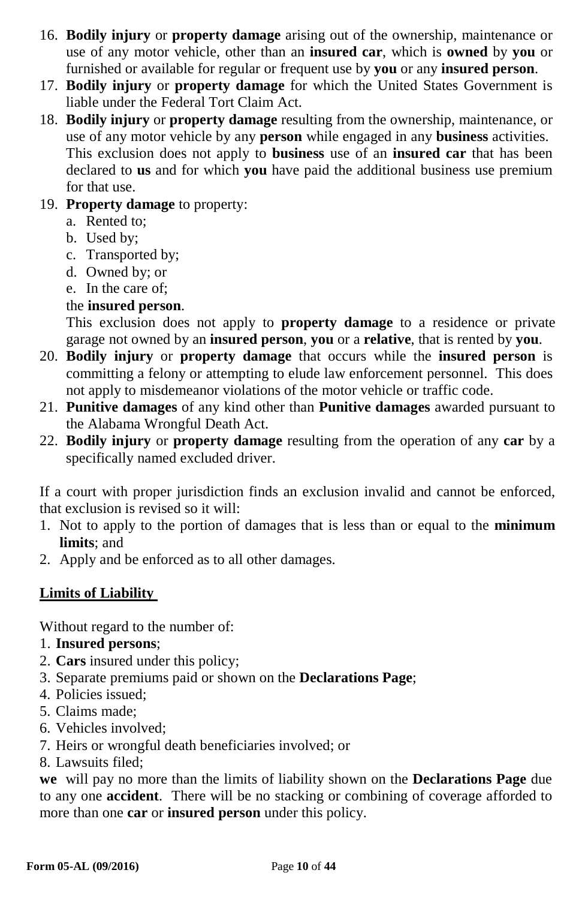16. **Bodily injury** or **property damage** arising out of the ownership, maintenance or use of any motor vehicle, other than an **insured car**, which is **owned** by **you** or furnished or available for regular or frequent use by **you** or any **insured person**.
17. **Bodily injury** or **property damage** for which the United States Government is liable under the Federal Tort Claim Act.
18. **Bodily injury** or **property damage** resulting from the ownership, maintenance, or use of any motor vehicle by any **person** while engaged in any **business** activities. This exclusion does not apply to **business** use of an **insured car** that has been declared to **us** and for which **you** have paid the additional business use premium for that use.
19. **Property damage** to property:
    a. Rented to;
    b. Used by;
    c. Transported by;
    d. Owned by; or
    e. In the care of;

    the **insured person**.

    This exclusion does not apply to **property damage** to a residence or private garage not owned by an **insured person**, **you** or a **relative**, that is rented by **you**.
20. **Bodily injury** or **property damage** that occurs while the **insured person** is committing a felony or attempting to elude law enforcement personnel. This does not apply to misdemeanor violations of the motor vehicle or traffic code.
21. **Punitive damages** of any kind other than **Punitive damages** awarded pursuant to the Alabama Wrongful Death Act.
22. **Bodily injury** or **property damage** resulting from the operation of any **car** by a specifically named excluded driver.

If a court with proper jurisdiction finds an exclusion invalid and cannot be enforced, that exclusion is revised so it will:

1. Not to apply to the portion of damages that is less than or equal to the **minimum limits**; and
2. Apply and be enforced as to all other damages.

## Limits of Liability

Without regard to the number of:

1. **Insured persons**;
2. **Cars** insured under this policy;
3. Separate premiums paid or shown on the **Declarations Page**;
4. Policies issued;
5. Claims made;
6. Vehicles involved;
7. Heirs or wrongful death beneficiaries involved; or
8. Lawsuits filed;

**we** will pay no more than the limits of liability shown on the **Declarations Page** due to any one **accident**. There will be no stacking or combining of coverage afforded to more than one **car** or **insured person** under this policy.

Form 05-AL (09/2016)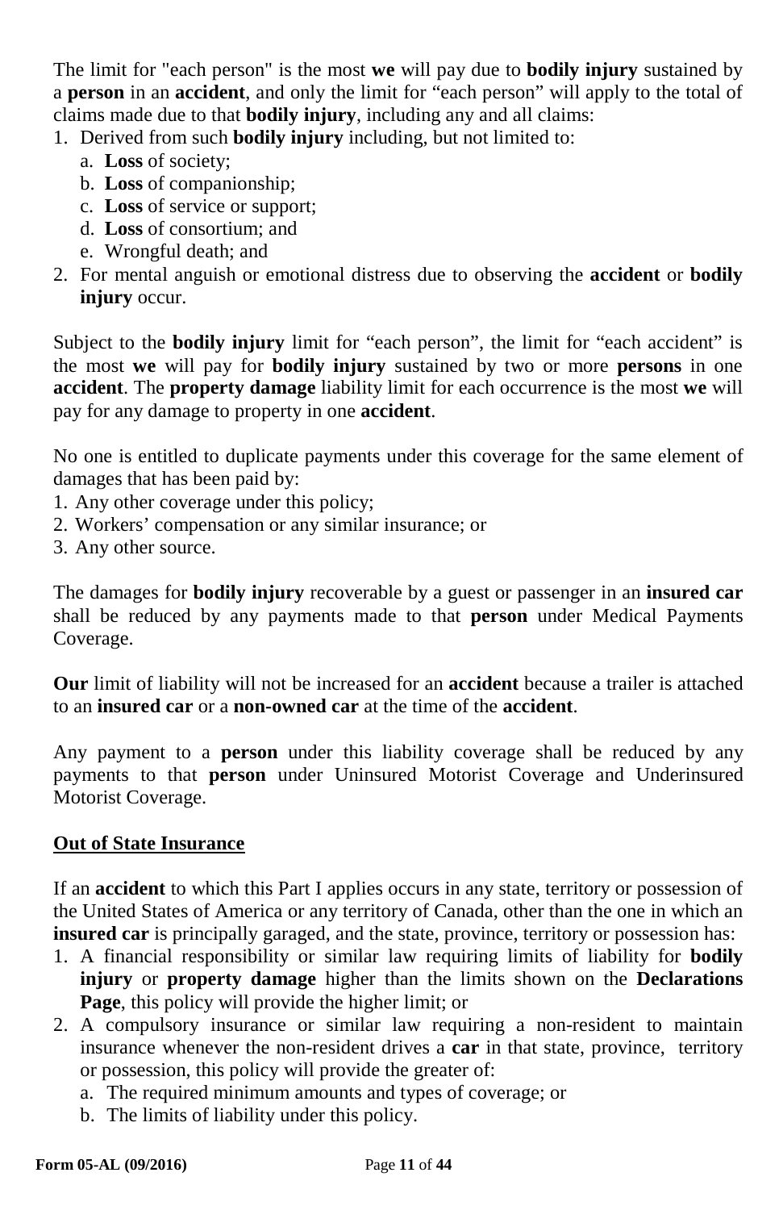The limit for "each person" is the most **we** will pay due to **bodily injury** sustained by a **person** in an **accident**, and only the limit for "each person" will apply to the total of claims made due to that **bodily injury**, including any and all claims:

1. Derived from such **bodily injury** including, but not limited to:
   a. **Loss** of society;
   b. **Loss** of companionship;
   c. **Loss** of service or support;
   d. **Loss** of consortium; and
   e. Wrongful death; and
2. For mental anguish or emotional distress due to observing the **accident** or **bodily injury** occur.

Subject to the **bodily injury** limit for "each person", the limit for "each accident" is the most **we** will pay for **bodily injury** sustained by two or more **persons** in one **accident**. The **property damage** liability limit for each occurrence is the most **we** will pay for any damage to property in one **accident**.

No one is entitled to duplicate payments under this coverage for the same element of damages that has been paid by:

1. Any other coverage under this policy;
2. Workers' compensation or any similar insurance; or
3. Any other source.

The damages for **bodily injury** recoverable by a guest or passenger in an **insured car** shall be reduced by any payments made to that **person** under Medical Payments Coverage.

**Our** limit of liability will not be increased for an **accident** because a trailer is attached to an **insured car** or a **non-owned car** at the time of the **accident**.

Any payment to a **person** under this liability coverage shall be reduced by any payments to that **person** under Uninsured Motorist Coverage and Underinsured Motorist Coverage.

## Out of State Insurance

If an **accident** to which this Part I applies occurs in any state, territory or possession of the United States of America or any territory of Canada, other than the one in which an **insured car** is principally garaged, and the state, province, territory or possession has:

1. A financial responsibility or similar law requiring limits of liability for **bodily injury** or **property damage** higher than the limits shown on the **Declarations Page**, this policy will provide the higher limit; or
2. A compulsory insurance or similar law requiring a non-resident to maintain insurance whenever the non-resident drives a **car** in that state, province, territory or possession, this policy will provide the greater of:
   a. The required minimum amounts and types of coverage; or
   b. The limits of liability under this policy.

**Form 05-AL (09/2016)**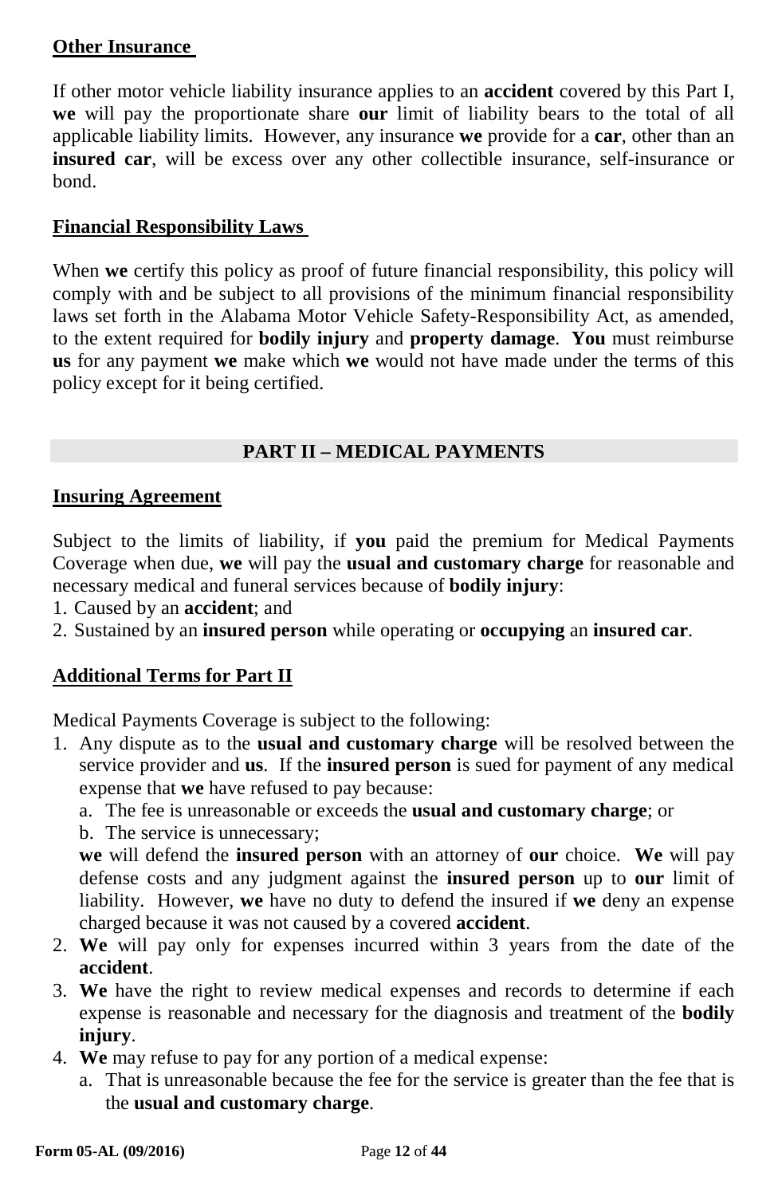**Other Insurance**

If other motor vehicle liability insurance applies to an **accident** covered by this Part I, **we** will pay the proportionate share **our** limit of liability bears to the total of all applicable liability limits. However, any insurance **we** provide for a **car**, other than an **insured car**, will be excess over any other collectible insurance, self-insurance or bond.

**Financial Responsibility Laws**

When **we** certify this policy as proof of future financial responsibility, this policy will comply with and be subject to all provisions of the minimum financial responsibility laws set forth in the Alabama Motor Vehicle Safety-Responsibility Act, as amended, to the extent required for **bodily injury** and **property damage**. **You** must reimburse **us** for any payment **we** make which **we** would not have made under the terms of this policy except for it being certified.

## PART II – MEDICAL PAYMENTS

**Insuring Agreement**

Subject to the limits of liability, if **you** paid the premium for Medical Payments Coverage when due, **we** will pay the **usual and customary charge** for reasonable and necessary medical and funeral services because of **bodily injury**:

1. Caused by an **accident**; and
2. Sustained by an **insured person** while operating or **occupying** an **insured car**.

**Additional Terms for Part II**

Medical Payments Coverage is subject to the following:

1. Any dispute as to the **usual and customary charge** will be resolved between the service provider and **us**. If the **insured person** is sued for payment of any medical expense that **we** have refused to pay because:
   a. The fee is unreasonable or exceeds the **usual and customary charge**; or
   b. The service is unnecessary;

   **we** will defend the **insured person** with an attorney of **our** choice. **We** will pay defense costs and any judgment against the **insured person** up to **our** limit of liability. However, **we** have no duty to defend the insured if **we** deny an expense charged because it was not caused by a covered **accident**.
2. **We** will pay only for expenses incurred within 3 years from the date of the **accident**.
3. **We** have the right to review medical expenses and records to determine if each expense is reasonable and necessary for the diagnosis and treatment of the **bodily injury**.
4. **We** may refuse to pay for any portion of a medical expense:
   a. That is unreasonable because the fee for the service is greater than the fee that is the **usual and customary charge**.

Form 05-AL (09/2016)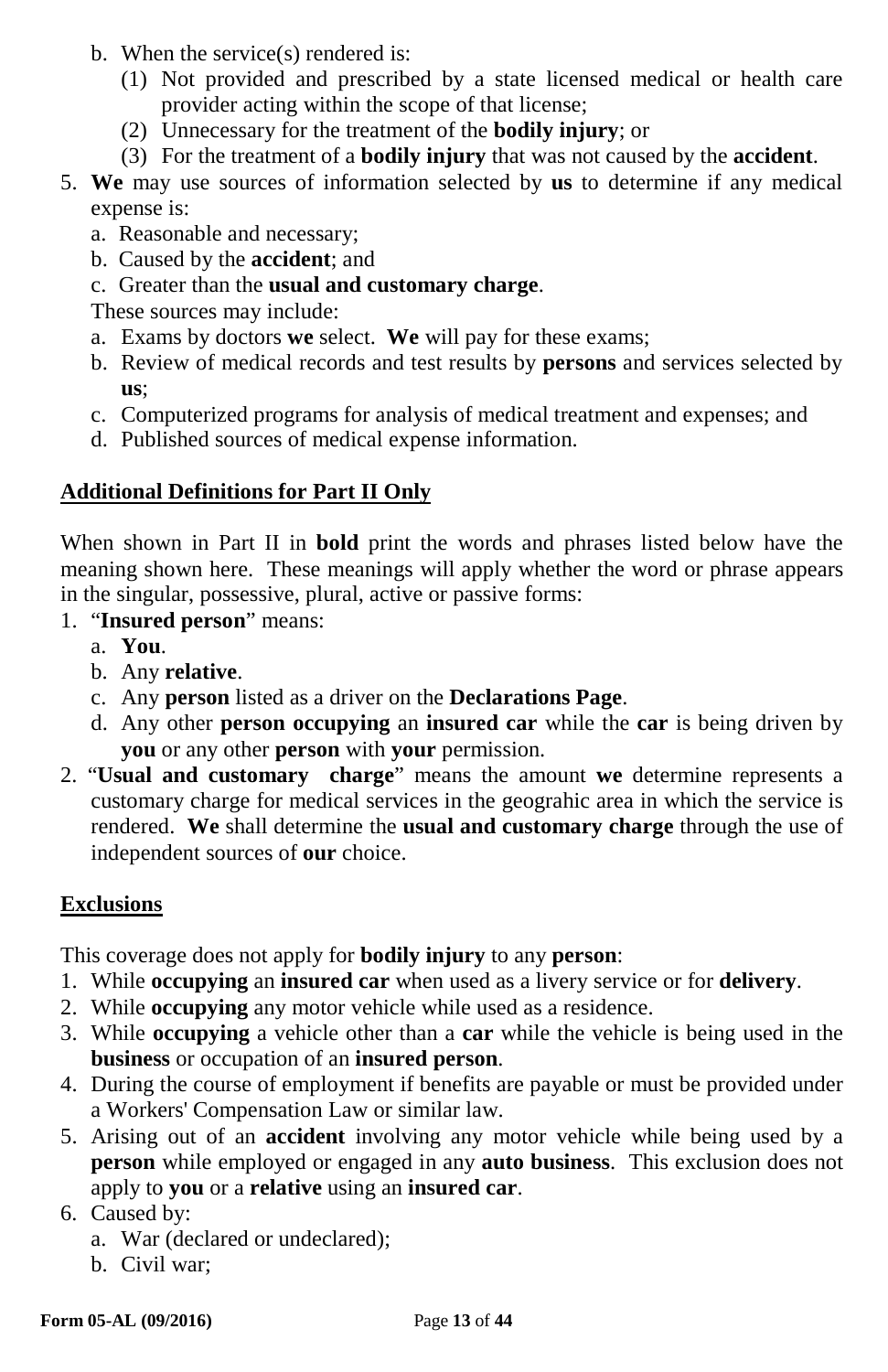b. When the service(s) rendered is:
      (1) Not provided and prescribed by a state licensed medical or health care provider acting within the scope of that license;
      (2) Unnecessary for the treatment of the **bodily injury**; or
      (3) For the treatment of a **bodily injury** that was not caused by the **accident**.
5. **We** may use sources of information selected by **us** to determine if any medical expense is:
   a. Reasonable and necessary;
   b. Caused by the **accident**; and
   c. Greater than the **usual and customary charge**.

   These sources may include:
   a. Exams by doctors **we** select. **We** will pay for these exams;
   b. Review of medical records and test results by **persons** and services selected by **us**;
   c. Computerized programs for analysis of medical treatment and expenses; and
   d. Published sources of medical expense information.

## Additional Definitions for Part II Only

When shown in Part II in **bold** print the words and phrases listed below have the meaning shown here. These meanings will apply whether the word or phrase appears in the singular, possessive, plural, active or passive forms:

1. "**Insured person**" means:
   a. **You**.
   b. Any **relative**.
   c. Any **person** listed as a driver on the **Declarations Page**.
   d. Any other **person occupying** an **insured car** while the **car** is being driven by **you** or any other **person** with **your** permission.
2. "**Usual and customary charge**" means the amount **we** determine represents a customary charge for medical services in the geograhic area in which the service is rendered. **We** shall determine the **usual and customary charge** through the use of independent sources of **our** choice.

## Exclusions

This coverage does not apply for **bodily injury** to any **person**:

1. While **occupying** an **insured car** when used as a livery service or for **delivery**.
2. While **occupying** any motor vehicle while used as a residence.
3. While **occupying** a vehicle other than a **car** while the vehicle is being used in the **business** or occupation of an **insured person**.
4. During the course of employment if benefits are payable or must be provided under a Workers' Compensation Law or similar law.
5. Arising out of an **accident** involving any motor vehicle while being used by a **person** while employed or engaged in any **auto business**. This exclusion does not apply to **you** or a **relative** using an **insured car**.
6. Caused by:
   a. War (declared or undeclared);
   b. Civil war;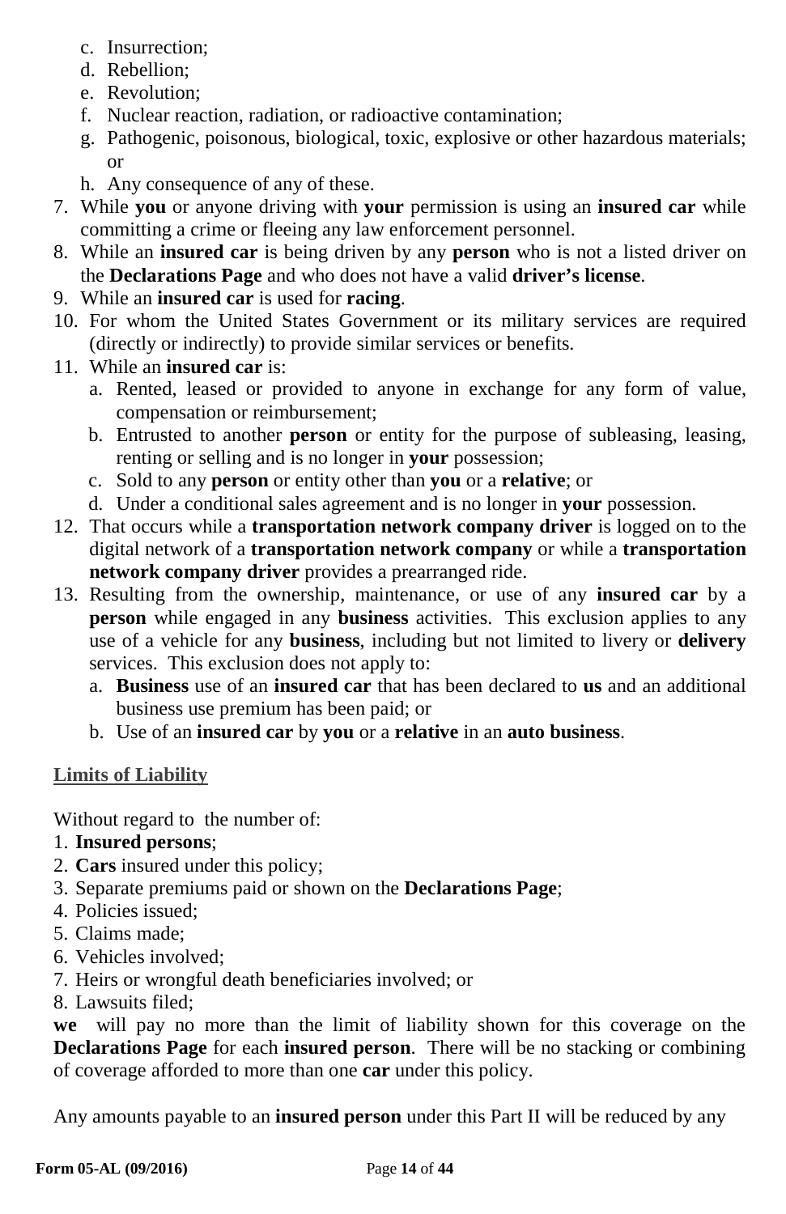c. Insurrection;
   d. Rebellion;
   e. Revolution;
   f. Nuclear reaction, radiation, or radioactive contamination;
   g. Pathogenic, poisonous, biological, toxic, explosive or other hazardous materials; or
   h. Any consequence of any of these.
7. While **you** or anyone driving with **your** permission is using an **insured car** while committing a crime or fleeing any law enforcement personnel.
8. While an **insured car** is being driven by any **person** who is not a listed driver on the **Declarations Page** and who does not have a valid **driver's license**.
9. While an **insured car** is used for **racing**.
10. For whom the United States Government or its military services are required (directly or indirectly) to provide similar services or benefits.
11. While an **insured car** is:
    a. Rented, leased or provided to anyone in exchange for any form of value, compensation or reimbursement;
    b. Entrusted to another **person** or entity for the purpose of subleasing, leasing, renting or selling and is no longer in **your** possession;
    c. Sold to any **person** or entity other than **you** or a **relative**; or
    d. Under a conditional sales agreement and is no longer in **your** possession.
12. That occurs while a **transportation network company driver** is logged on to the digital network of a **transportation network company** or while a **transportation network company driver** provides a prearranged ride.
13. Resulting from the ownership, maintenance, or use of any **insured car** by a **person** while engaged in any **business** activities. This exclusion applies to any use of a vehicle for any **business**, including but not limited to livery or **delivery** services. This exclusion does not apply to:
    a. **Business** use of an **insured car** that has been declared to **us** and an additional business use premium has been paid; or
    b. Use of an **insured car** by **you** or a **relative** in an **auto business**.

## Limits of Liability

Without regard to the number of:

1. **Insured persons**;
2. **Cars** insured under this policy;
3. Separate premiums paid or shown on the **Declarations Page**;
4. Policies issued;
5. Claims made;
6. Vehicles involved;
7. Heirs or wrongful death beneficiaries involved; or
8. Lawsuits filed;

**we** will pay no more than the limit of liability shown for this coverage on the **Declarations Page** for each **insured person**. There will be no stacking or combining of coverage afforded to more than one **car** under this policy.

Any amounts payable to an **insured person** under this Part II will be reduced by any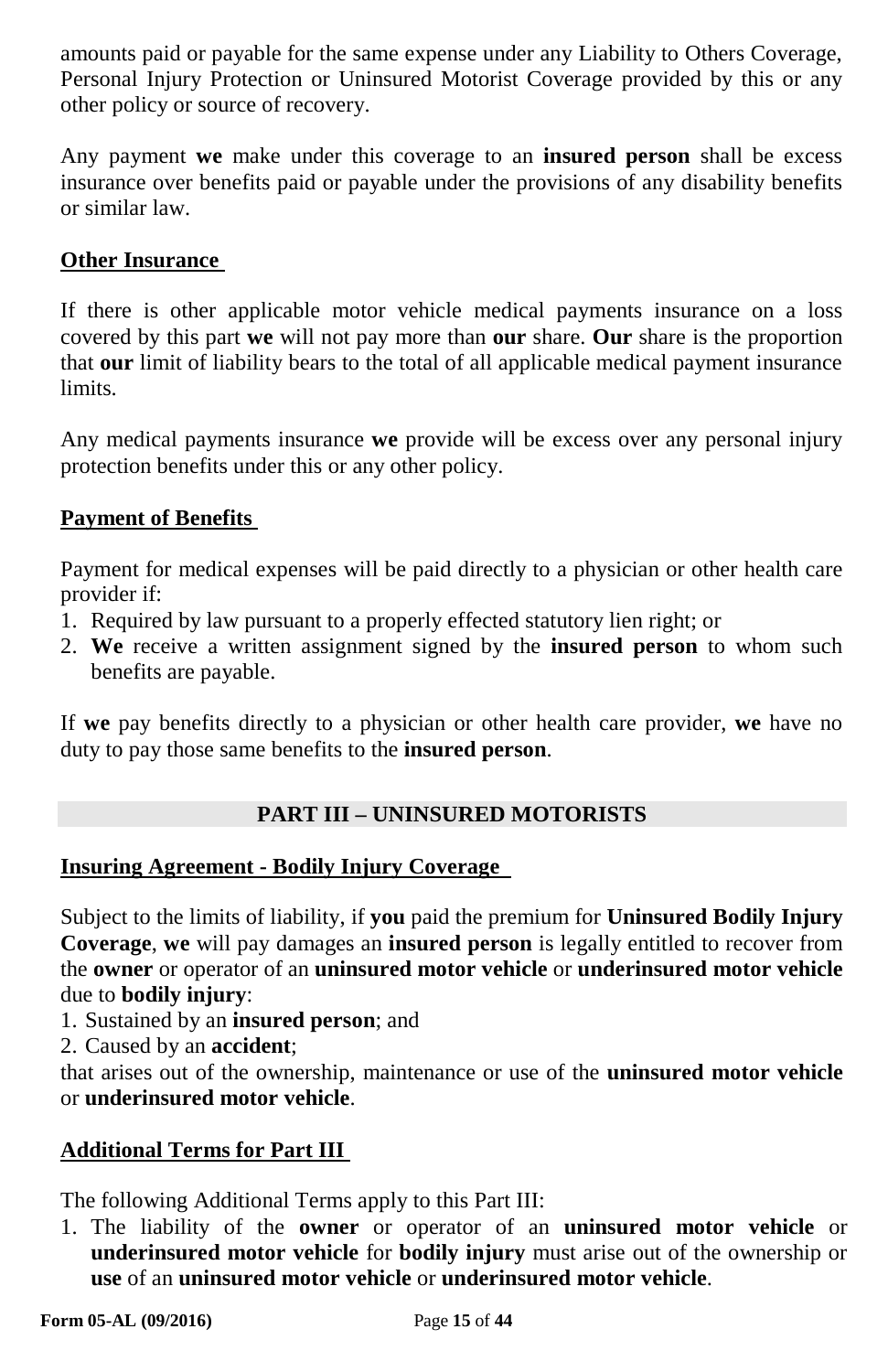amounts paid or payable for the same expense under any Liability to Others Coverage, Personal Injury Protection or Uninsured Motorist Coverage provided by this or any other policy or source of recovery.

Any payment **we** make under this coverage to an **insured person** shall be excess insurance over benefits paid or payable under the provisions of any disability benefits or similar law.

**Other Insurance**

If there is other applicable motor vehicle medical payments insurance on a loss covered by this part **we** will not pay more than **our** share. **Our** share is the proportion that **our** limit of liability bears to the total of all applicable medical payment insurance limits.

Any medical payments insurance **we** provide will be excess over any personal injury protection benefits under this or any other policy.

**Payment of Benefits**

Payment for medical expenses will be paid directly to a physician or other health care provider if:

1. Required by law pursuant to a properly effected statutory lien right; or
2. **We** receive a written assignment signed by the **insured person** to whom such benefits are payable.

If **we** pay benefits directly to a physician or other health care provider, **we** have no duty to pay those same benefits to the **insured person**.

## PART III – UNINSURED MOTORISTS

**Insuring Agreement - Bodily Injury Coverage**

Subject to the limits of liability, if **you** paid the premium for **Uninsured Bodily Injury Coverage**, **we** will pay damages an **insured person** is legally entitled to recover from the **owner** or operator of an **uninsured motor vehicle** or **underinsured motor vehicle** due to **bodily injury**:

1. Sustained by an **insured person**; and
2. Caused by an **accident**;

that arises out of the ownership, maintenance or use of the **uninsured motor vehicle** or **underinsured motor vehicle**.

**Additional Terms for Part III**

The following Additional Terms apply to this Part III:

1. The liability of the **owner** or operator of an **uninsured motor vehicle** or **underinsured motor vehicle** for **bodily injury** must arise out of the ownership or **use** of an **uninsured motor vehicle** or **underinsured motor vehicle**.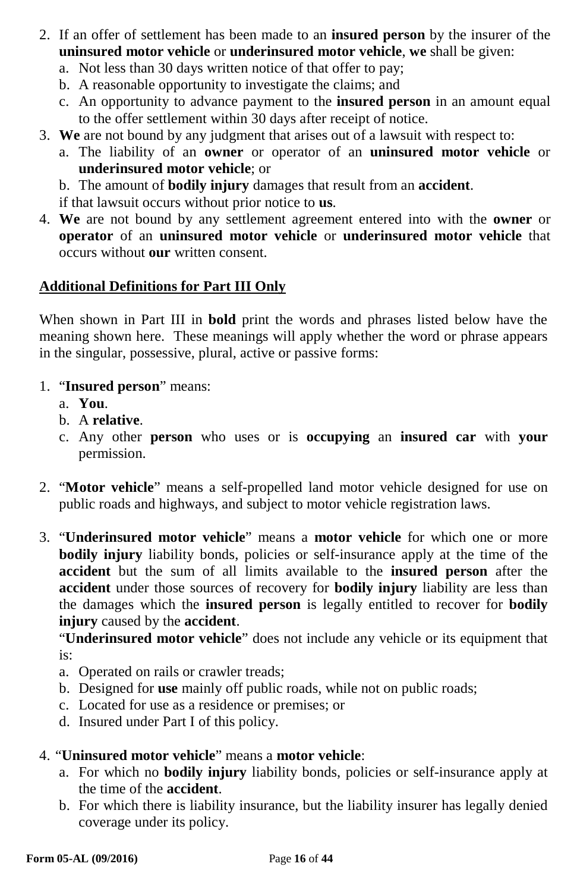2. If an offer of settlement has been made to an **insured person** by the insurer of the **uninsured motor vehicle** or **underinsured motor vehicle**, **we** shall be given:
   a. Not less than 30 days written notice of that offer to pay;
   b. A reasonable opportunity to investigate the claims; and
   c. An opportunity to advance payment to the **insured person** in an amount equal to the offer settlement within 30 days after receipt of notice.
3. **We** are not bound by any judgment that arises out of a lawsuit with respect to:
   a. The liability of an **owner** or operator of an **uninsured motor vehicle** or **underinsured motor vehicle**; or
   b. The amount of **bodily injury** damages that result from an **accident**.

   if that lawsuit occurs without prior notice to **us**.
4. **We** are not bound by any settlement agreement entered into with the **owner** or **operator** of an **uninsured motor vehicle** or **underinsured motor vehicle** that occurs without **our** written consent.

## Additional Definitions for Part III Only

When shown in Part III in **bold** print the words and phrases listed below have the meaning shown here. These meanings will apply whether the word or phrase appears in the singular, possessive, plural, active or passive forms:

1. "**Insured person**" means:
   a. **You**.
   b. A **relative**.
   c. Any other **person** who uses or is **occupying** an **insured car** with **your** permission.

2. "**Motor vehicle**" means a self-propelled land motor vehicle designed for use on public roads and highways, and subject to motor vehicle registration laws.

3. "**Underinsured motor vehicle**" means a **motor vehicle** for which one or more **bodily injury** liability bonds, policies or self-insurance apply at the time of the **accident** but the sum of all limits available to the **insured person** after the **accident** under those sources of recovery for **bodily injury** liability are less than the damages which the **insured person** is legally entitled to recover for **bodily injury** caused by the **accident**.

   "**Underinsured motor vehicle**" does not include any vehicle or its equipment that is:
   a. Operated on rails or crawler treads;
   b. Designed for **use** mainly off public roads, while not on public roads;
   c. Located for use as a residence or premises; or
   d. Insured under Part I of this policy.

4. "**Uninsured motor vehicle**" means a **motor vehicle**:
   a. For which no **bodily injury** liability bonds, policies or self-insurance apply at the time of the **accident**.
   b. For which there is liability insurance, but the liability insurer has legally denied coverage under its policy.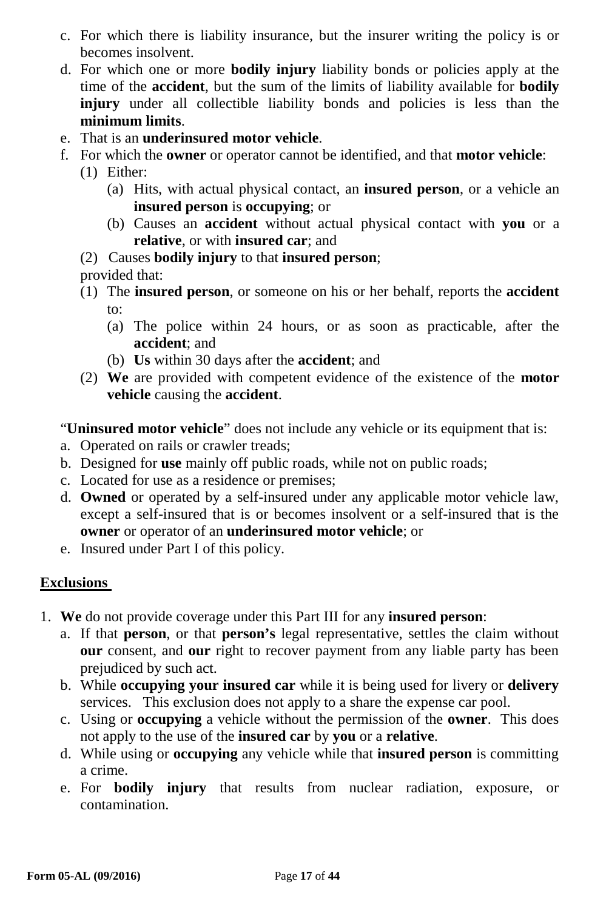c. For which there is liability insurance, but the insurer writing the policy is or becomes insolvent.
d. For which one or more **bodily injury** liability bonds or policies apply at the time of the **accident**, but the sum of the limits of liability available for **bodily injury** under all collectible liability bonds and policies is less than the **minimum limits**.
e. That is an **underinsured motor vehicle**.
f. For which the **owner** or operator cannot be identified, and that **motor vehicle**:
   (1) Either:
      (a) Hits, with actual physical contact, an **insured person**, or a vehicle an **insured person** is **occupying**; or
      (b) Causes an **accident** without actual physical contact with **you** or a **relative**, or with **insured car**; and
   (2) Causes **bodily injury** to that **insured person**;

   provided that:
   (1) The **insured person**, or someone on his or her behalf, reports the **accident** to:
      (a) The police within 24 hours, or as soon as practicable, after the **accident**; and
      (b) **Us** within 30 days after the **accident**; and
   (2) **We** are provided with competent evidence of the existence of the **motor vehicle** causing the **accident**.

"**Uninsured motor vehicle**" does not include any vehicle or its equipment that is:

a. Operated on rails or crawler treads;
b. Designed for **use** mainly off public roads, while not on public roads;
c. Located for use as a residence or premises;
d. **Owned** or operated by a self-insured under any applicable motor vehicle law, except a self-insured that is or becomes insolvent or a self-insured that is the **owner** or operator of an **underinsured motor vehicle**; or
e. Insured under Part I of this policy.

## Exclusions

1. **We** do not provide coverage under this Part III for any **insured person**:
   a. If that **person**, or that **person's** legal representative, settles the claim without **our** consent, and **our** right to recover payment from any liable party has been prejudiced by such act.
   b. While **occupying your insured car** while it is being used for livery or **delivery** services. This exclusion does not apply to a share the expense car pool.
   c. Using or **occupying** a vehicle without the permission of the **owner**. This does not apply to the use of the **insured car** by **you** or a **relative**.
   d. While using or **occupying** any vehicle while that **insured person** is committing a crime.
   e. For **bodily injury** that results from nuclear radiation, exposure, or contamination.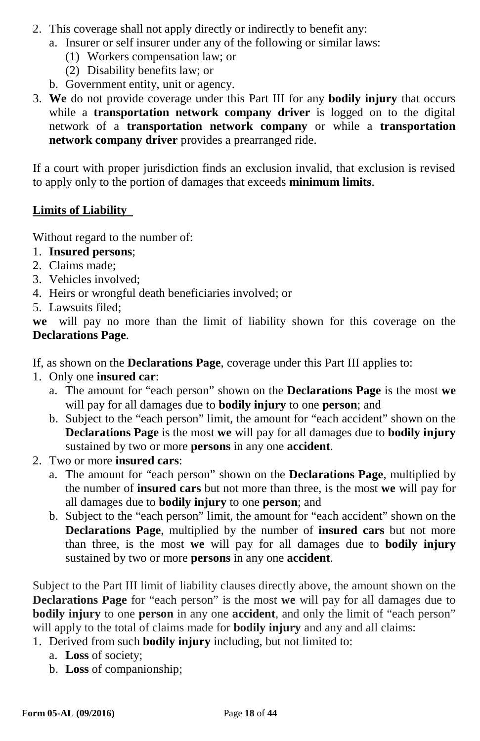2. This coverage shall not apply directly or indirectly to benefit any:
   a. Insurer or self insurer under any of the following or similar laws:
      (1) Workers compensation law; or
      (2) Disability benefits law; or
   b. Government entity, unit or agency.
3. **We** do not provide coverage under this Part III for any **bodily injury** that occurs while a **transportation network company driver** is logged on to the digital network of a **transportation network company** or while a **transportation network company driver** provides a prearranged ride.

If a court with proper jurisdiction finds an exclusion invalid, that exclusion is revised to apply only to the portion of damages that exceeds **minimum limits**.

**Limits of Liability**

Without regard to the number of:

1. **Insured persons**;
2. Claims made;
3. Vehicles involved;
4. Heirs or wrongful death beneficiaries involved; or
5. Lawsuits filed;

**we** will pay no more than the limit of liability shown for this coverage on the **Declarations Page**.

If, as shown on the **Declarations Page**, coverage under this Part III applies to:

1. Only one **insured car**:
   a. The amount for "each person" shown on the **Declarations Page** is the most **we** will pay for all damages due to **bodily injury** to one **person**; and
   b. Subject to the "each person" limit, the amount for "each accident" shown on the **Declarations Page** is the most **we** will pay for all damages due to **bodily injury** sustained by two or more **persons** in any one **accident**.
2. Two or more **insured cars**:
   a. The amount for "each person" shown on the **Declarations Page**, multiplied by the number of **insured cars** but not more than three, is the most **we** will pay for all damages due to **bodily injury** to one **person**; and
   b. Subject to the "each person" limit, the amount for "each accident" shown on the **Declarations Page**, multiplied by the number of **insured cars** but not more than three, is the most **we** will pay for all damages due to **bodily injury** sustained by two or more **persons** in any one **accident**.

Subject to the Part III limit of liability clauses directly above, the amount shown on the **Declarations Page** for "each person" is the most **we** will pay for all damages due to **bodily injury** to one **person** in any one **accident**, and only the limit of "each person" will apply to the total of claims made for **bodily injury** and any and all claims:

1. Derived from such **bodily injury** including, but not limited to:
   a. **Loss** of society;
   b. **Loss** of companionship;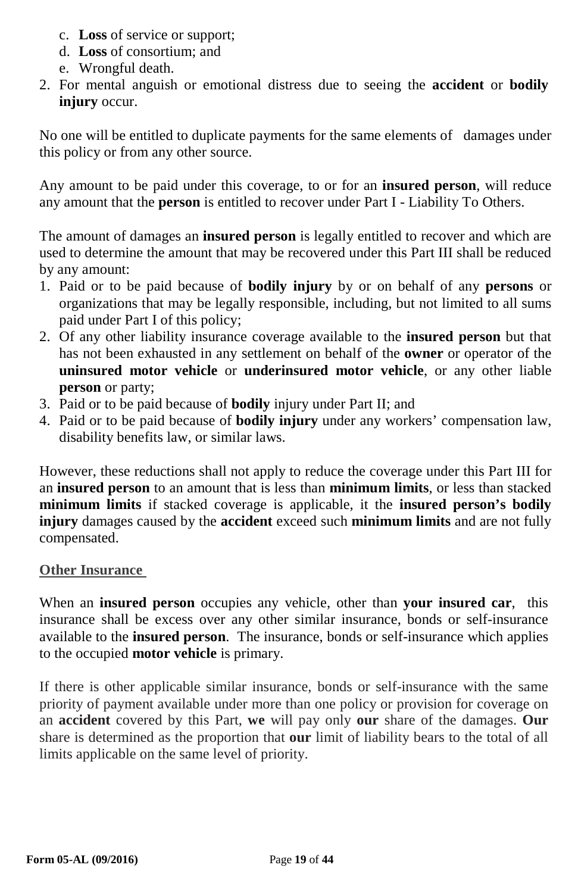c. **Loss** of service or support;
d. **Loss** of consortium; and
e. Wrongful death.

2. For mental anguish or emotional distress due to seeing the **accident** or **bodily injury** occur.

No one will be entitled to duplicate payments for the same elements of damages under this policy or from any other source.

Any amount to be paid under this coverage, to or for an **insured person**, will reduce any amount that the **person** is entitled to recover under Part I - Liability To Others.

The amount of damages an **insured person** is legally entitled to recover and which are used to determine the amount that may be recovered under this Part III shall be reduced by any amount:

1. Paid or to be paid because of **bodily injury** by or on behalf of any **persons** or organizations that may be legally responsible, including, but not limited to all sums paid under Part I of this policy;
2. Of any other liability insurance coverage available to the **insured person** but that has not been exhausted in any settlement on behalf of the **owner** or operator of the **uninsured motor vehicle** or **underinsured motor vehicle**, or any other liable **person** or party;
3. Paid or to be paid because of **bodily** injury under Part II; and
4. Paid or to be paid because of **bodily injury** under any workers' compensation law, disability benefits law, or similar laws.

However, these reductions shall not apply to reduce the coverage under this Part III for an **insured person** to an amount that is less than **minimum limits**, or less than stacked **minimum limits** if stacked coverage is applicable, it the **insured person's bodily injury** damages caused by the **accident** exceed such **minimum limits** and are not fully compensated.

**Other Insurance**

When an **insured person** occupies any vehicle, other than **your insured car**, this insurance shall be excess over any other similar insurance, bonds or self-insurance available to the **insured person**. The insurance, bonds or self-insurance which applies to the occupied **motor vehicle** is primary.

If there is other applicable similar insurance, bonds or self-insurance with the same priority of payment available under more than one policy or provision for coverage on an **accident** covered by this Part, **we** will pay only **our** share of the damages. **Our** share is determined as the proportion that **our** limit of liability bears to the total of all limits applicable on the same level of priority.

**Form 05-AL (09/2016)**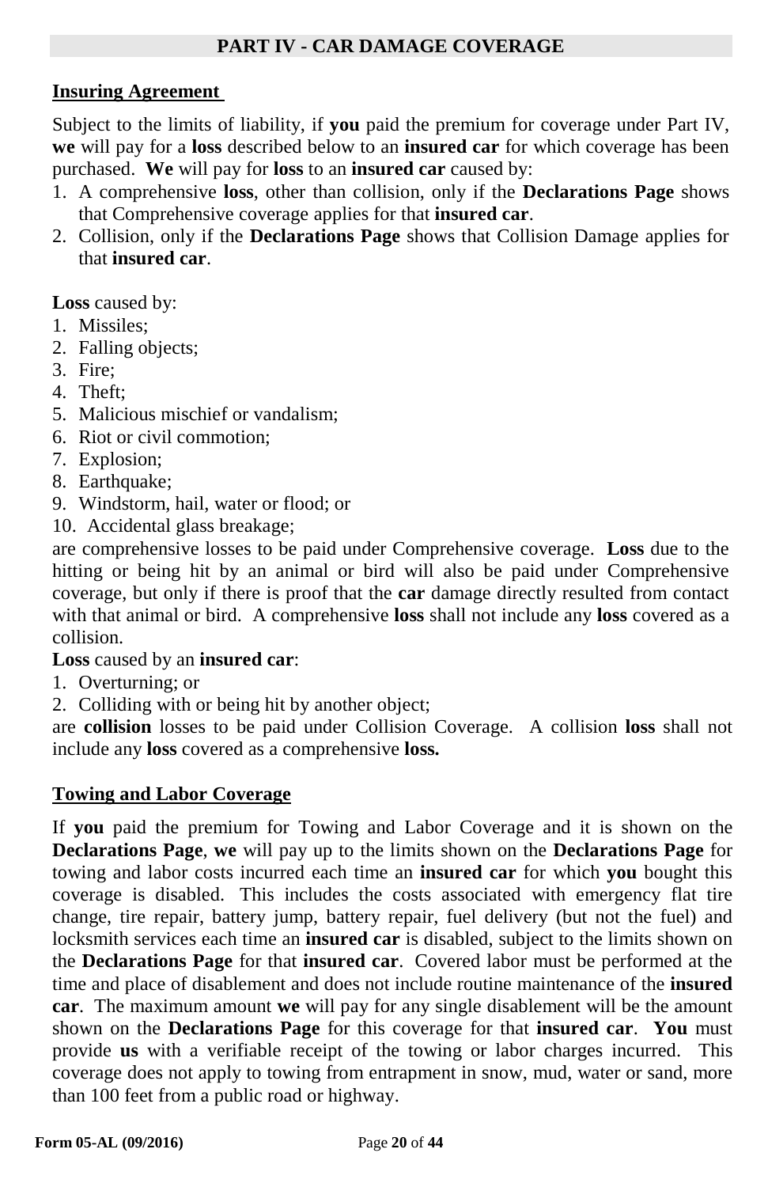## PART IV - CAR DAMAGE COVERAGE

### Insuring Agreement

Subject to the limits of liability, if **you** paid the premium for coverage under Part IV, **we** will pay for a **loss** described below to an **insured car** for which coverage has been purchased. **We** will pay for **loss** to an **insured car** caused by:

1. A comprehensive **loss**, other than collision, only if the **Declarations Page** shows that Comprehensive coverage applies for that **insured car**.
2. Collision, only if the **Declarations Page** shows that Collision Damage applies for that **insured car**.

**Loss** caused by:

1. Missiles;
2. Falling objects;
3. Fire;
4. Theft;
5. Malicious mischief or vandalism;
6. Riot or civil commotion;
7. Explosion;
8. Earthquake;
9. Windstorm, hail, water or flood; or
10. Accidental glass breakage;

are comprehensive losses to be paid under Comprehensive coverage. **Loss** due to the hitting or being hit by an animal or bird will also be paid under Comprehensive coverage, but only if there is proof that the **car** damage directly resulted from contact with that animal or bird. A comprehensive **loss** shall not include any **loss** covered as a collision.

**Loss** caused by an **insured car**:

1. Overturning; or
2. Colliding with or being hit by another object;

are **collision** losses to be paid under Collision Coverage. A collision **loss** shall not include any **loss** covered as a comprehensive **loss.**

### Towing and Labor Coverage

If **you** paid the premium for Towing and Labor Coverage and it is shown on the **Declarations Page**, **we** will pay up to the limits shown on the **Declarations Page** for towing and labor costs incurred each time an **insured car** for which **you** bought this coverage is disabled. This includes the costs associated with emergency flat tire change, tire repair, battery jump, battery repair, fuel delivery (but not the fuel) and locksmith services each time an **insured car** is disabled, subject to the limits shown on the **Declarations Page** for that **insured car**. Covered labor must be performed at the time and place of disablement and does not include routine maintenance of the **insured car**. The maximum amount **we** will pay for any single disablement will be the amount shown on the **Declarations Page** for this coverage for that **insured car**. **You** must provide **us** with a verifiable receipt of the towing or labor charges incurred. This coverage does not apply to towing from entrapment in snow, mud, water or sand, more than 100 feet from a public road or highway.

**Form 05-AL (09/2016)**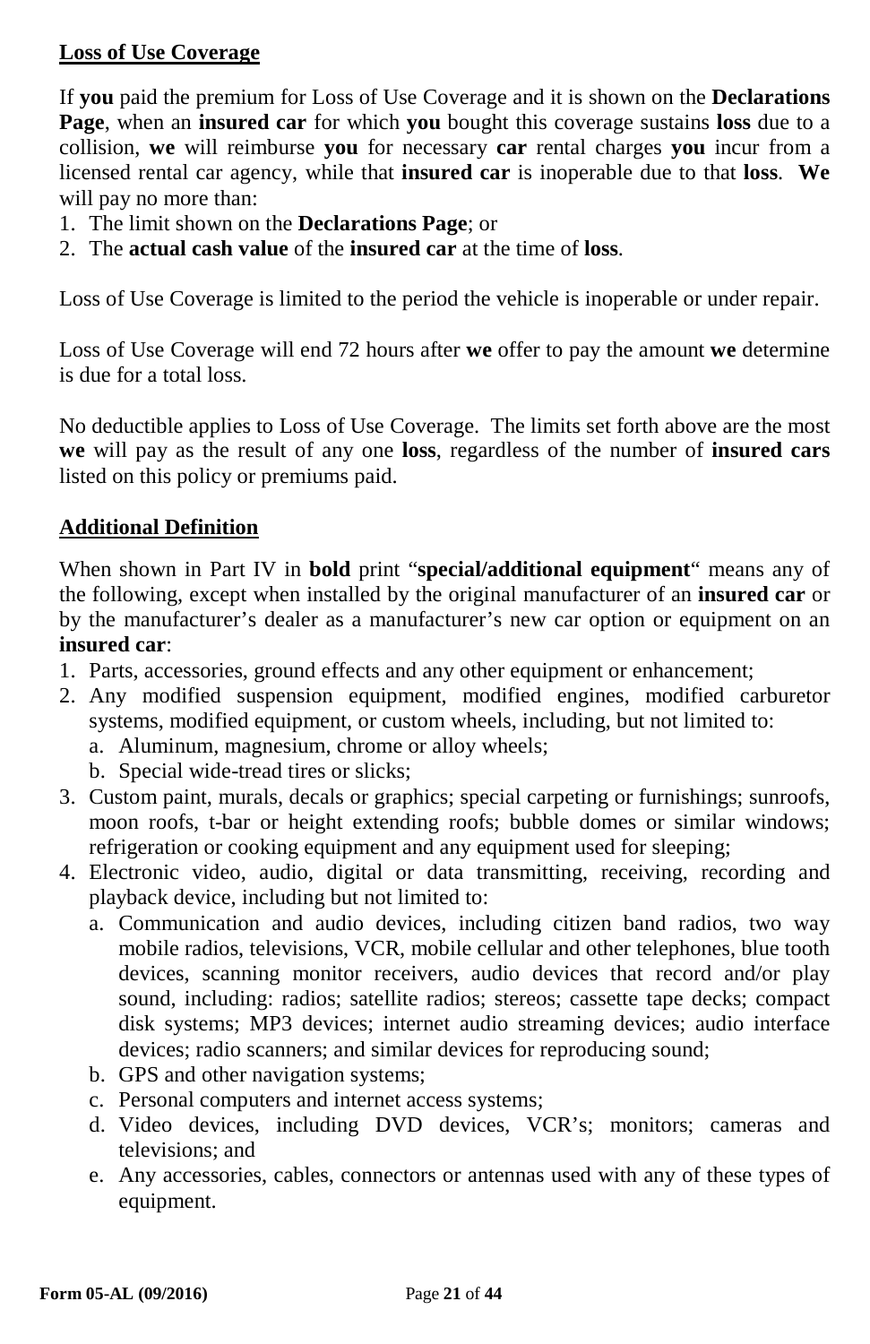**Loss of Use Coverage**

If **you** paid the premium for Loss of Use Coverage and it is shown on the **Declarations Page**, when an **insured car** for which **you** bought this coverage sustains **loss** due to a collision, **we** will reimburse **you** for necessary **car** rental charges **you** incur from a licensed rental car agency, while that **insured car** is inoperable due to that **loss**. **We** will pay no more than:

1. The limit shown on the **Declarations Page**; or
2. The **actual cash value** of the **insured car** at the time of **loss**.

Loss of Use Coverage is limited to the period the vehicle is inoperable or under repair.

Loss of Use Coverage will end 72 hours after **we** offer to pay the amount **we** determine is due for a total loss.

No deductible applies to Loss of Use Coverage. The limits set forth above are the most **we** will pay as the result of any one **loss**, regardless of the number of **insured cars** listed on this policy or premiums paid.

**Additional Definition**

When shown in Part IV in **bold** print "**special/additional equipment**" means any of the following, except when installed by the original manufacturer of an **insured car** or by the manufacturer's dealer as a manufacturer's new car option or equipment on an **insured car**:

1. Parts, accessories, ground effects and any other equipment or enhancement;
2. Any modified suspension equipment, modified engines, modified carburetor systems, modified equipment, or custom wheels, including, but not limited to:
   a. Aluminum, magnesium, chrome or alloy wheels;
   b. Special wide-tread tires or slicks;
3. Custom paint, murals, decals or graphics; special carpeting or furnishings; sunroofs, moon roofs, t-bar or height extending roofs; bubble domes or similar windows; refrigeration or cooking equipment and any equipment used for sleeping;
4. Electronic video, audio, digital or data transmitting, receiving, recording and playback device, including but not limited to:
   a. Communication and audio devices, including citizen band radios, two way mobile radios, televisions, VCR, mobile cellular and other telephones, blue tooth devices, scanning monitor receivers, audio devices that record and/or play sound, including: radios; satellite radios; stereos; cassette tape decks; compact disk systems; MP3 devices; internet audio streaming devices; audio interface devices; radio scanners; and similar devices for reproducing sound;
   b. GPS and other navigation systems;
   c. Personal computers and internet access systems;
   d. Video devices, including DVD devices, VCR's; monitors; cameras and televisions; and
   e. Any accessories, cables, connectors or antennas used with any of these types of equipment.

**Form 05-AL (09/2016)**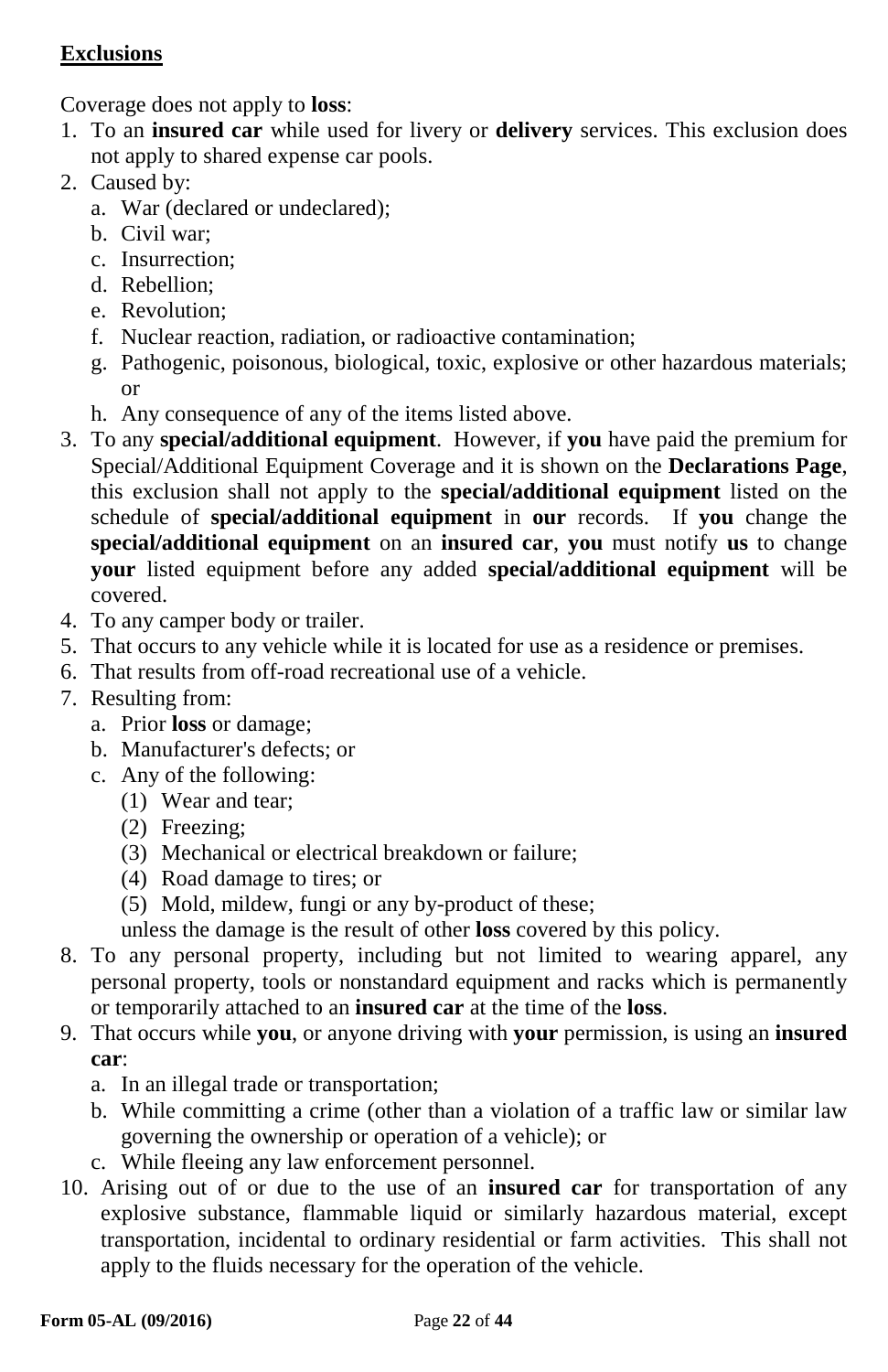**<u>Exclusions</u>**

Coverage does not apply to **loss**:

1. To an **insured car** while used for livery or **delivery** services. This exclusion does not apply to shared expense car pools.
2. Caused by:
   a. War (declared or undeclared);
   b. Civil war;
   c. Insurrection;
   d. Rebellion;
   e. Revolution;
   f. Nuclear reaction, radiation, or radioactive contamination;
   g. Pathogenic, poisonous, biological, toxic, explosive or other hazardous materials; or
   h. Any consequence of any of the items listed above.
3. To any **special/additional equipment**. However, if **you** have paid the premium for Special/Additional Equipment Coverage and it is shown on the **Declarations Page**, this exclusion shall not apply to the **special/additional equipment** listed on the schedule of **special/additional equipment** in **our** records. If **you** change the **special/additional equipment** on an **insured car**, **you** must notify **us** to change **your** listed equipment before any added **special/additional equipment** will be covered.
4. To any camper body or trailer.
5. That occurs to any vehicle while it is located for use as a residence or premises.
6. That results from off-road recreational use of a vehicle.
7. Resulting from:
   a. Prior **loss** or damage;
   b. Manufacturer's defects; or
   c. Any of the following:
      (1) Wear and tear;
      (2) Freezing;
      (3) Mechanical or electrical breakdown or failure;
      (4) Road damage to tires; or
      (5) Mold, mildew, fungi or any by-product of these;

   unless the damage is the result of other **loss** covered by this policy.
8. To any personal property, including but not limited to wearing apparel, any personal property, tools or nonstandard equipment and racks which is permanently or temporarily attached to an **insured car** at the time of the **loss**.
9. That occurs while **you**, or anyone driving with **your** permission, is using an **insured car**:
   a. In an illegal trade or transportation;
   b. While committing a crime (other than a violation of a traffic law or similar law governing the ownership or operation of a vehicle); or
   c. While fleeing any law enforcement personnel.
10. Arising out of or due to the use of an **insured car** for transportation of any explosive substance, flammable liquid or similarly hazardous material, except transportation, incidental to ordinary residential or farm activities. This shall not apply to the fluids necessary for the operation of the vehicle.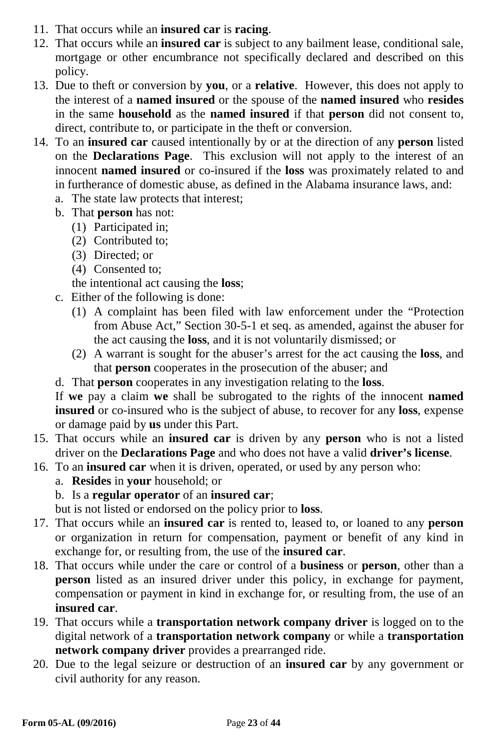11. That occurs while an **insured car** is **racing**.
12. That occurs while an **insured car** is subject to any bailment lease, conditional sale, mortgage or other encumbrance not specifically declared and described on this policy.
13. Due to theft or conversion by **you**, or a **relative**. However, this does not apply to the interest of a **named insured** or the spouse of the **named insured** who **resides** in the same **household** as the **named insured** if that **person** did not consent to, direct, contribute to, or participate in the theft or conversion.
14. To an **insured car** caused intentionally by or at the direction of any **person** listed on the **Declarations Page**. This exclusion will not apply to the interest of an innocent **named insured** or co-insured if the **loss** was proximately related to and in furtherance of domestic abuse, as defined in the Alabama insurance laws, and:
    a. The state law protects that interest;
    b. That **person** has not:
       (1) Participated in;
       (2) Contributed to;
       (3) Directed; or
       (4) Consented to;

       the intentional act causing the **loss**;
    c. Either of the following is done:
       (1) A complaint has been filed with law enforcement under the "Protection from Abuse Act," Section 30-5-1 et seq. as amended, against the abuser for the act causing the **loss**, and it is not voluntarily dismissed; or
       (2) A warrant is sought for the abuser's arrest for the act causing the **loss**, and that **person** cooperates in the prosecution of the abuser; and
    d. That **person** cooperates in any investigation relating to the **loss**.

    If **we** pay a claim **we** shall be subrogated to the rights of the innocent **named insured** or co-insured who is the subject of abuse, to recover for any **loss**, expense or damage paid by **us** under this Part.
15. That occurs while an **insured car** is driven by any **person** who is not a listed driver on the **Declarations Page** and who does not have a valid **driver's license**.
16. To an **insured car** when it is driven, operated, or used by any person who:
    a. **Resides** in **your** household; or
    b. Is a **regular operator** of an **insured car**;

    but is not listed or endorsed on the policy prior to **loss**.
17. That occurs while an **insured car** is rented to, leased to, or loaned to any **person** or organization in return for compensation, payment or benefit of any kind in exchange for, or resulting from, the use of the **insured car**.
18. That occurs while under the care or control of a **business** or **person**, other than a **person** listed as an insured driver under this policy, in exchange for payment, compensation or payment in kind in exchange for, or resulting from, the use of an **insured car**.
19. That occurs while a **transportation network company driver** is logged on to the digital network of a **transportation network company** or while a **transportation network company driver** provides a prearranged ride.
20. Due to the legal seizure or destruction of an **insured car** by any government or civil authority for any reason.

**Form 05-AL (09/2016)**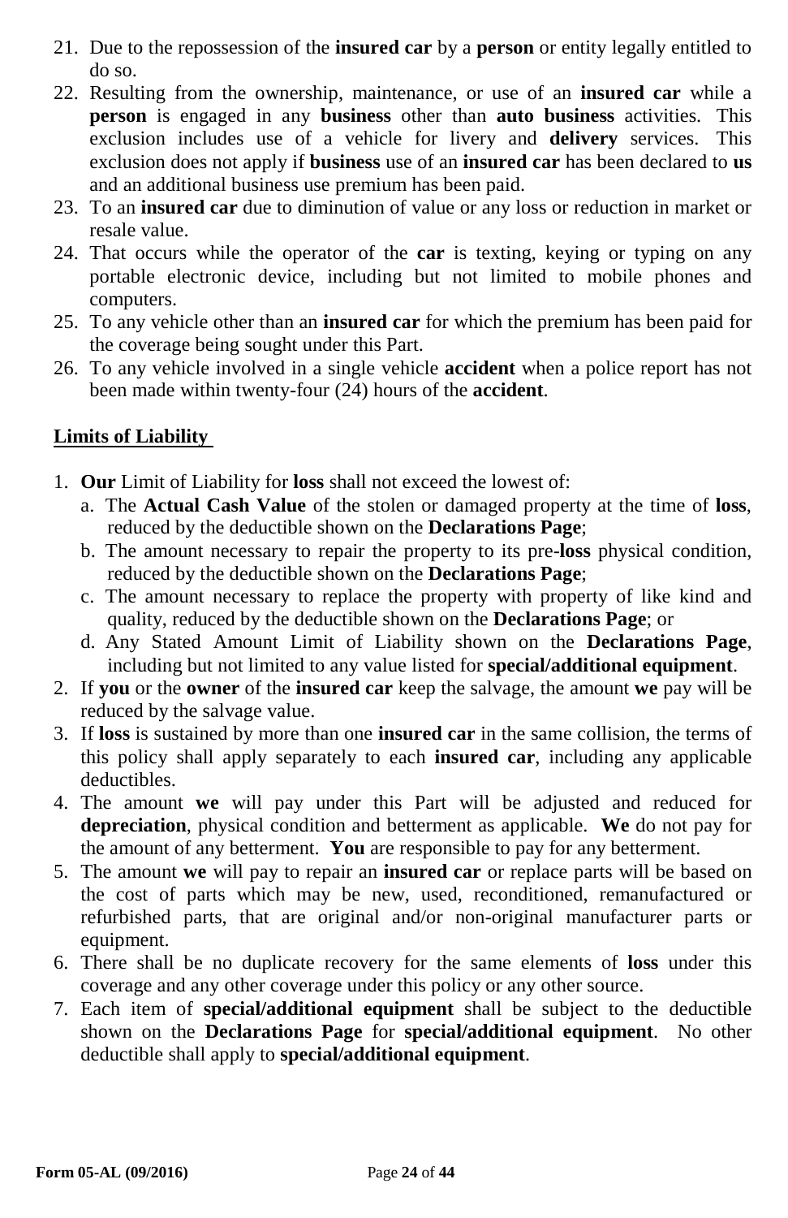21. Due to the repossession of the **insured car** by a **person** or entity legally entitled to do so.
22. Resulting from the ownership, maintenance, or use of an **insured car** while a **person** is engaged in any **business** other than **auto business** activities. This exclusion includes use of a vehicle for livery and **delivery** services. This exclusion does not apply if **business** use of an **insured car** has been declared to **us** and an additional business use premium has been paid.
23. To an **insured car** due to diminution of value or any loss or reduction in market or resale value.
24. That occurs while the operator of the **car** is texting, keying or typing on any portable electronic device, including but not limited to mobile phones and computers.
25. To any vehicle other than an **insured car** for which the premium has been paid for the coverage being sought under this Part.
26. To any vehicle involved in a single vehicle **accident** when a police report has not been made within twenty-four (24) hours of the **accident**.

**Limits of Liability**

1. **Our** Limit of Liability for **loss** shall not exceed the lowest of:
   a. The **Actual Cash Value** of the stolen or damaged property at the time of **loss**, reduced by the deductible shown on the **Declarations Page**;
   b. The amount necessary to repair the property to its pre-**loss** physical condition, reduced by the deductible shown on the **Declarations Page**;
   c. The amount necessary to replace the property with property of like kind and quality, reduced by the deductible shown on the **Declarations Page**; or
   d. Any Stated Amount Limit of Liability shown on the **Declarations Page**, including but not limited to any value listed for **special/additional equipment**.
2. If **you** or the **owner** of the **insured car** keep the salvage, the amount **we** pay will be reduced by the salvage value.
3. If **loss** is sustained by more than one **insured car** in the same collision, the terms of this policy shall apply separately to each **insured car**, including any applicable deductibles.
4. The amount **we** will pay under this Part will be adjusted and reduced for **depreciation**, physical condition and betterment as applicable. **We** do not pay for the amount of any betterment. **You** are responsible to pay for any betterment.
5. The amount **we** will pay to repair an **insured car** or replace parts will be based on the cost of parts which may be new, used, reconditioned, remanufactured or refurbished parts, that are original and/or non-original manufacturer parts or equipment.
6. There shall be no duplicate recovery for the same elements of **loss** under this coverage and any other coverage under this policy or any other source.
7. Each item of **special/additional equipment** shall be subject to the deductible shown on the **Declarations Page** for **special/additional equipment**. No other deductible shall apply to **special/additional equipment**.

**Form 05-AL (09/2016)**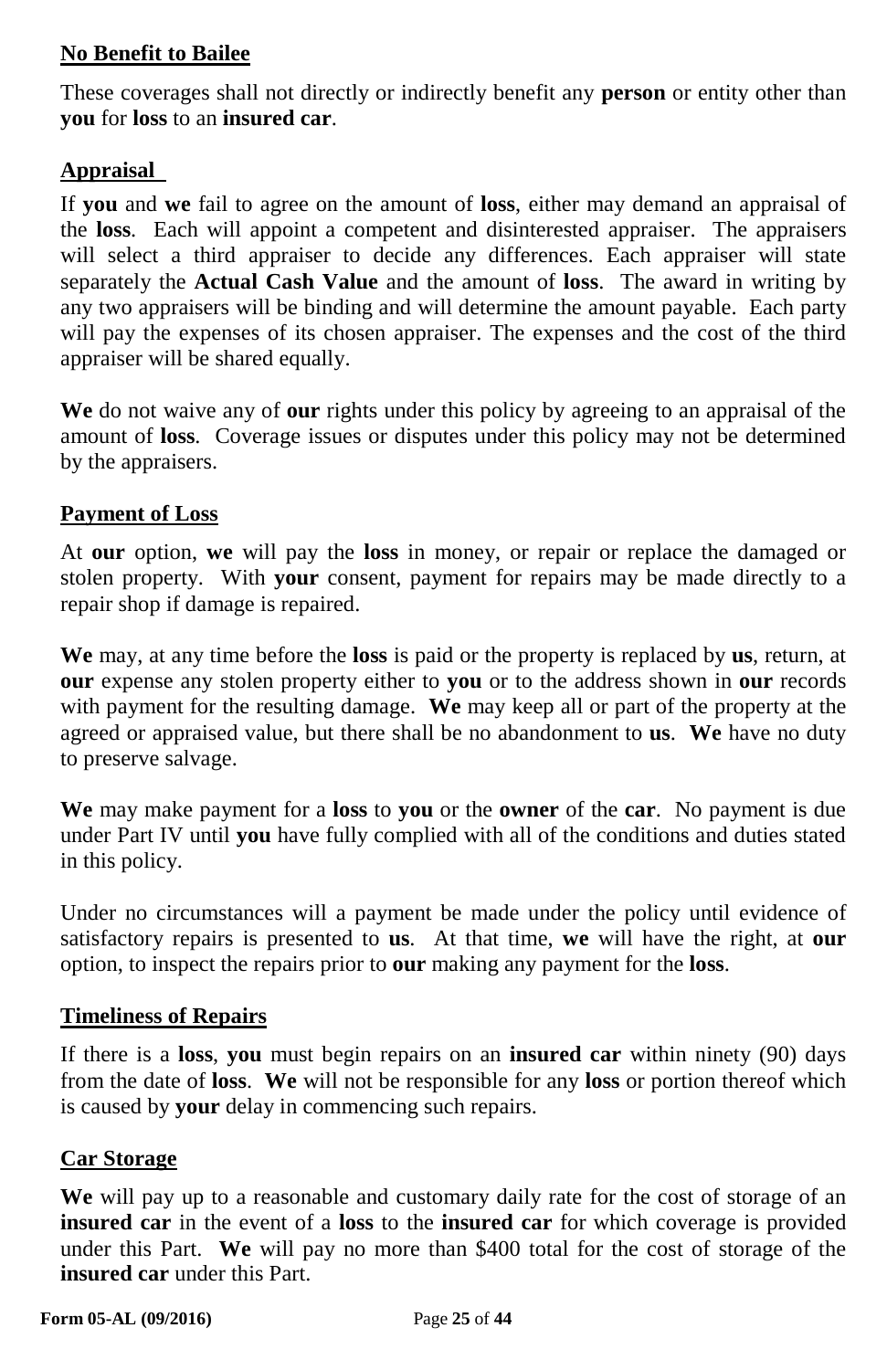**No Benefit to Bailee**

These coverages shall not directly or indirectly benefit any **person** or entity other than **you** for **loss** to an **insured car**.

**Appraisal**

If **you** and **we** fail to agree on the amount of **loss**, either may demand an appraisal of the **loss**. Each will appoint a competent and disinterested appraiser. The appraisers will select a third appraiser to decide any differences. Each appraiser will state separately the **Actual Cash Value** and the amount of **loss**. The award in writing by any two appraisers will be binding and will determine the amount payable. Each party will pay the expenses of its chosen appraiser. The expenses and the cost of the third appraiser will be shared equally.

**We** do not waive any of **our** rights under this policy by agreeing to an appraisal of the amount of **loss**. Coverage issues or disputes under this policy may not be determined by the appraisers.

**Payment of Loss**

At **our** option, **we** will pay the **loss** in money, or repair or replace the damaged or stolen property. With **your** consent, payment for repairs may be made directly to a repair shop if damage is repaired.

**We** may, at any time before the **loss** is paid or the property is replaced by **us**, return, at **our** expense any stolen property either to **you** or to the address shown in **our** records with payment for the resulting damage. **We** may keep all or part of the property at the agreed or appraised value, but there shall be no abandonment to **us**. **We** have no duty to preserve salvage.

**We** may make payment for a **loss** to **you** or the **owner** of the **car**. No payment is due under Part IV until **you** have fully complied with all of the conditions and duties stated in this policy.

Under no circumstances will a payment be made under the policy until evidence of satisfactory repairs is presented to **us**. At that time, **we** will have the right, at **our** option, to inspect the repairs prior to **our** making any payment for the **loss**.

**Timeliness of Repairs**

If there is a **loss**, **you** must begin repairs on an **insured car** within ninety (90) days from the date of **loss**. **We** will not be responsible for any **loss** or portion thereof which is caused by **your** delay in commencing such repairs.

**Car Storage**

**We** will pay up to a reasonable and customary daily rate for the cost of storage of an **insured car** in the event of a **loss** to the **insured car** for which coverage is provided under this Part. **We** will pay no more than $400 total for the cost of storage of the **insured car** under this Part.

**Form 05-AL (09/2016)**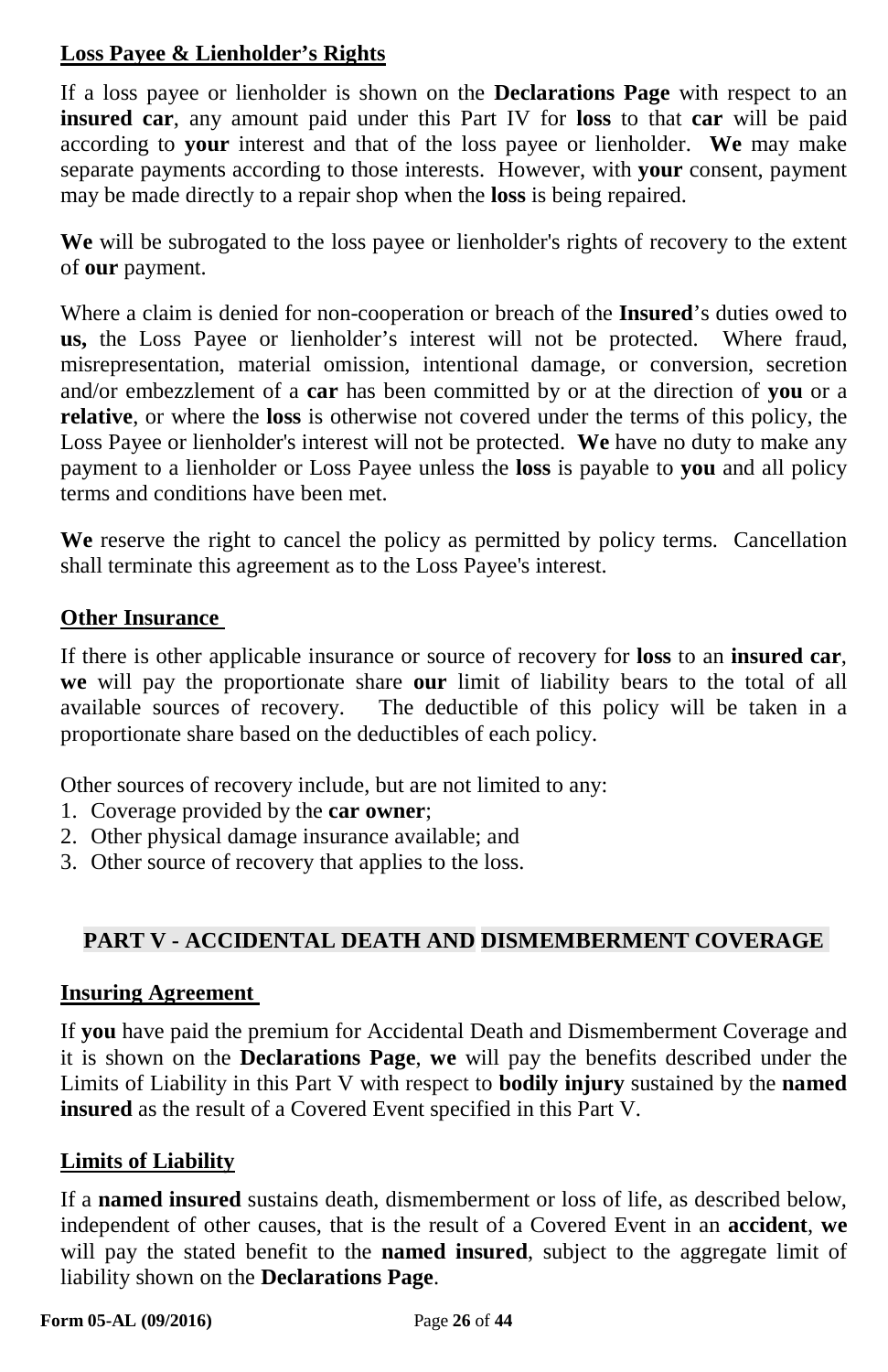**Loss Payee & Lienholder's Rights**

If a loss payee or lienholder is shown on the **Declarations Page** with respect to an **insured car**, any amount paid under this Part IV for **loss** to that **car** will be paid according to **your** interest and that of the loss payee or lienholder. **We** may make separate payments according to those interests. However, with **your** consent, payment may be made directly to a repair shop when the **loss** is being repaired.

**We** will be subrogated to the loss payee or lienholder's rights of recovery to the extent of **our** payment.

Where a claim is denied for non-cooperation or breach of the **Insured**'s duties owed to **us,** the Loss Payee or lienholder's interest will not be protected. Where fraud, misrepresentation, material omission, intentional damage, or conversion, secretion and/or embezzlement of a **car** has been committed by or at the direction of **you** or a **relative**, or where the **loss** is otherwise not covered under the terms of this policy, the Loss Payee or lienholder's interest will not be protected. **We** have no duty to make any payment to a lienholder or Loss Payee unless the **loss** is payable to **you** and all policy terms and conditions have been met.

**We** reserve the right to cancel the policy as permitted by policy terms. Cancellation shall terminate this agreement as to the Loss Payee's interest.

**Other Insurance**

If there is other applicable insurance or source of recovery for **loss** to an **insured car**, **we** will pay the proportionate share **our** limit of liability bears to the total of all available sources of recovery. The deductible of this policy will be taken in a proportionate share based on the deductibles of each policy.

Other sources of recovery include, but are not limited to any:

1. Coverage provided by the **car owner**;
2. Other physical damage insurance available; and
3. Other source of recovery that applies to the loss.

## PART V - ACCIDENTAL DEATH AND DISMEMBERMENT COVERAGE

**Insuring Agreement**

If **you** have paid the premium for Accidental Death and Dismemberment Coverage and it is shown on the **Declarations Page**, **we** will pay the benefits described under the Limits of Liability in this Part V with respect to **bodily injury** sustained by the **named insured** as the result of a Covered Event specified in this Part V.

**Limits of Liability**

If a **named insured** sustains death, dismemberment or loss of life, as described below, independent of other causes, that is the result of a Covered Event in an **accident**, **we** will pay the stated benefit to the **named insured**, subject to the aggregate limit of liability shown on the **Declarations Page**.

**Form 05-AL (09/2016)**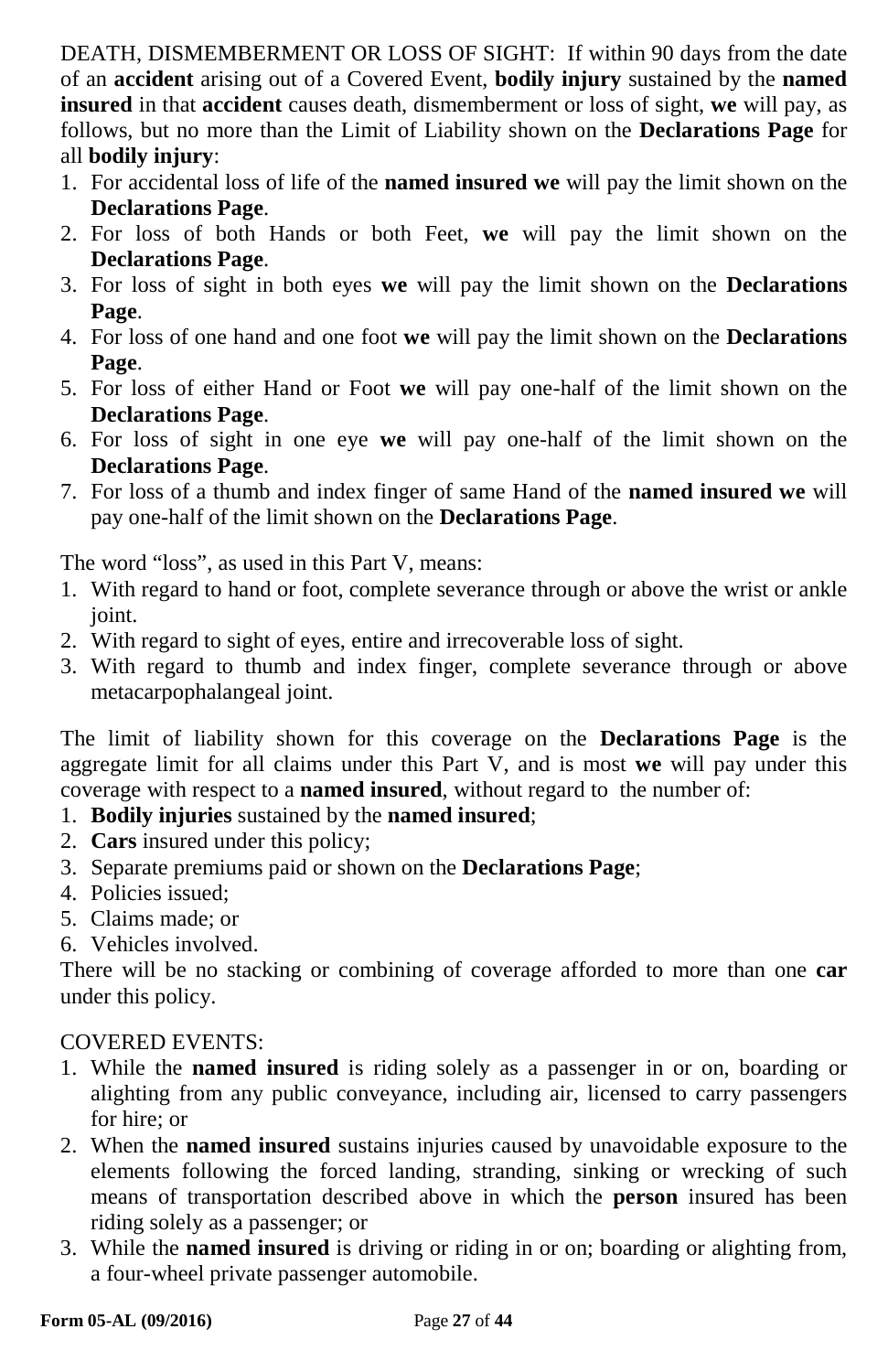DEATH, DISMEMBERMENT OR LOSS OF SIGHT: If within 90 days from the date of an **accident** arising out of a Covered Event, **bodily injury** sustained by the **named insured** in that **accident** causes death, dismemberment or loss of sight, **we** will pay, as follows, but no more than the Limit of Liability shown on the **Declarations Page** for all **bodily injury**:

1. For accidental loss of life of the **named insured we** will pay the limit shown on the **Declarations Page**.
2. For loss of both Hands or both Feet, **we** will pay the limit shown on the **Declarations Page**.
3. For loss of sight in both eyes **we** will pay the limit shown on the **Declarations Page**.
4. For loss of one hand and one foot **we** will pay the limit shown on the **Declarations Page**.
5. For loss of either Hand or Foot **we** will pay one-half of the limit shown on the **Declarations Page**.
6. For loss of sight in one eye **we** will pay one-half of the limit shown on the **Declarations Page**.
7. For loss of a thumb and index finger of same Hand of the **named insured we** will pay one-half of the limit shown on the **Declarations Page**.

The word “loss”, as used in this Part V, means:

1. With regard to hand or foot, complete severance through or above the wrist or ankle joint.
2. With regard to sight of eyes, entire and irrecoverable loss of sight.
3. With regard to thumb and index finger, complete severance through or above metacarpophalangeal joint.

The limit of liability shown for this coverage on the **Declarations Page** is the aggregate limit for all claims under this Part V, and is most **we** will pay under this coverage with respect to a **named insured**, without regard to the number of:

1. **Bodily injuries** sustained by the **named insured**;
2. **Cars** insured under this policy;
3. Separate premiums paid or shown on the **Declarations Page**;
4. Policies issued;
5. Claims made; or
6. Vehicles involved.

There will be no stacking or combining of coverage afforded to more than one **car** under this policy.

COVERED EVENTS:

1. While the **named insured** is riding solely as a passenger in or on, boarding or alighting from any public conveyance, including air, licensed to carry passengers for hire; or
2. When the **named insured** sustains injuries caused by unavoidable exposure to the elements following the forced landing, stranding, sinking or wrecking of such means of transportation described above in which the **person** insured has been riding solely as a passenger; or
3. While the **named insured** is driving or riding in or on; boarding or alighting from, a four-wheel private passenger automobile.

**Form 05-AL (09/2016)**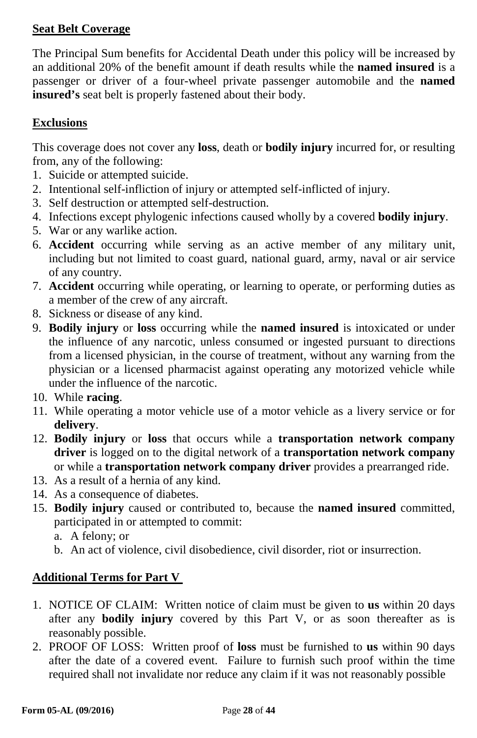**Seat Belt Coverage**

The Principal Sum benefits for Accidental Death under this policy will be increased by an additional 20% of the benefit amount if death results while the **named insured** is a passenger or driver of a four-wheel private passenger automobile and the **named insured's** seat belt is properly fastened about their body.

**Exclusions**

This coverage does not cover any **loss**, death or **bodily injury** incurred for, or resulting from, any of the following:

1. Suicide or attempted suicide.
2. Intentional self-infliction of injury or attempted self-inflicted of injury.
3. Self destruction or attempted self-destruction.
4. Infections except phylogenic infections caused wholly by a covered **bodily injury**.
5. War or any warlike action.
6. **Accident** occurring while serving as an active member of any military unit, including but not limited to coast guard, national guard, army, naval or air service of any country.
7. **Accident** occurring while operating, or learning to operate, or performing duties as a member of the crew of any aircraft.
8. Sickness or disease of any kind.
9. **Bodily injury** or **loss** occurring while the **named insured** is intoxicated or under the influence of any narcotic, unless consumed or ingested pursuant to directions from a licensed physician, in the course of treatment, without any warning from the physician or a licensed pharmacist against operating any motorized vehicle while under the influence of the narcotic.
10. While **racing**.
11. While operating a motor vehicle use of a motor vehicle as a livery service or for **delivery**.
12. **Bodily injury** or **loss** that occurs while a **transportation network company driver** is logged on to the digital network of a **transportation network company** or while a **transportation network company driver** provides a prearranged ride.
13. As a result of a hernia of any kind.
14. As a consequence of diabetes.
15. **Bodily injury** caused or contributed to, because the **named insured** committed, participated in or attempted to commit:
    a. A felony; or
    b. An act of violence, civil disobedience, civil disorder, riot or insurrection.

**Additional Terms for Part V**

1. NOTICE OF CLAIM: Written notice of claim must be given to **us** within 20 days after any **bodily injury** covered by this Part V, or as soon thereafter as is reasonably possible.
2. PROOF OF LOSS: Written proof of **loss** must be furnished to **us** within 90 days after the date of a covered event. Failure to furnish such proof within the time required shall not invalidate nor reduce any claim if it was not reasonably possible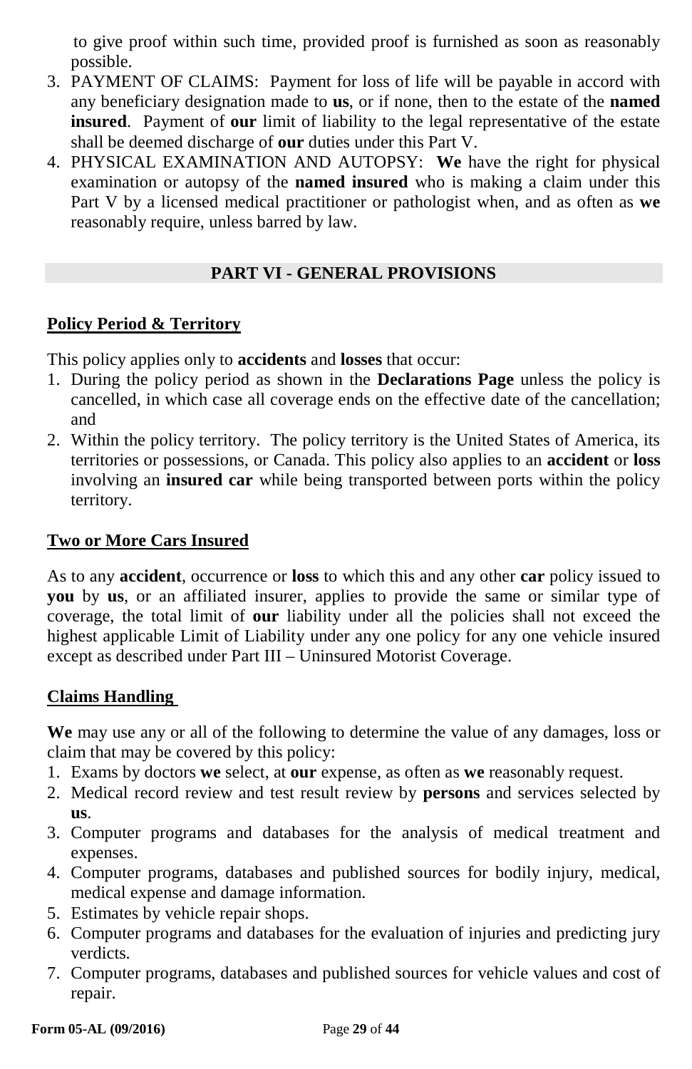to give proof within such time, provided proof is furnished as soon as reasonably possible.

3. PAYMENT OF CLAIMS: Payment for loss of life will be payable in accord with any beneficiary designation made to **us**, or if none, then to the estate of the **named insured**. Payment of **our** limit of liability to the legal representative of the estate shall be deemed discharge of **our** duties under this Part V.
4. PHYSICAL EXAMINATION AND AUTOPSY: **We** have the right for physical examination or autopsy of the **named insured** who is making a claim under this Part V by a licensed medical practitioner or pathologist when, and as often as **we** reasonably require, unless barred by law.

## PART VI - GENERAL PROVISIONS

### Policy Period & Territory

This policy applies only to **accidents** and **losses** that occur:

1. During the policy period as shown in the **Declarations Page** unless the policy is cancelled, in which case all coverage ends on the effective date of the cancellation; and
2. Within the policy territory. The policy territory is the United States of America, its territories or possessions, or Canada. This policy also applies to an **accident** or **loss** involving an **insured car** while being transported between ports within the policy territory.

### Two or More Cars Insured

As to any **accident**, occurrence or **loss** to which this and any other **car** policy issued to **you** by **us**, or an affiliated insurer, applies to provide the same or similar type of coverage, the total limit of **our** liability under all the policies shall not exceed the highest applicable Limit of Liability under any one policy for any one vehicle insured except as described under Part III – Uninsured Motorist Coverage.

### Claims Handling

**We** may use any or all of the following to determine the value of any damages, loss or claim that may be covered by this policy:

1. Exams by doctors **we** select, at **our** expense, as often as **we** reasonably request.
2. Medical record review and test result review by **persons** and services selected by **us**.
3. Computer programs and databases for the analysis of medical treatment and expenses.
4. Computer programs, databases and published sources for bodily injury, medical, medical expense and damage information.
5. Estimates by vehicle repair shops.
6. Computer programs and databases for the evaluation of injuries and predicting jury verdicts.
7. Computer programs, databases and published sources for vehicle values and cost of repair.

Form 05-AL (09/2016)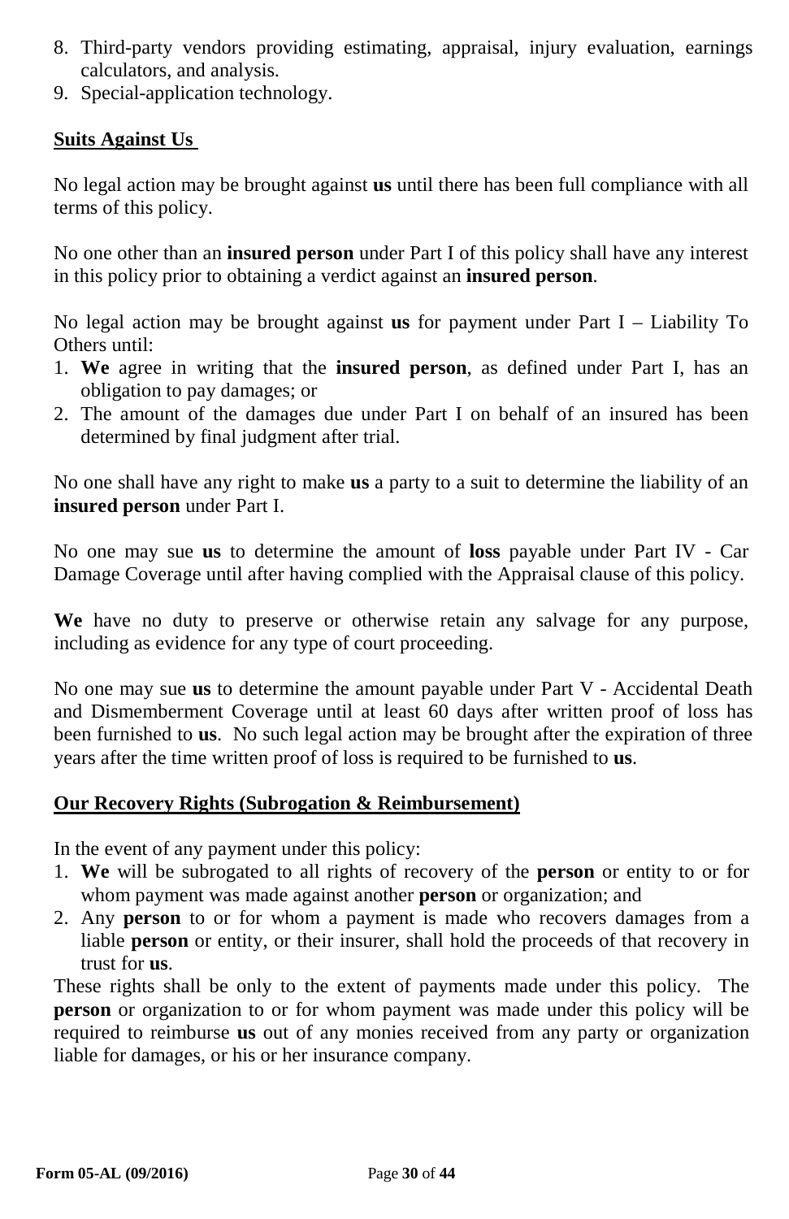8. Third-party vendors providing estimating, appraisal, injury evaluation, earnings calculators, and analysis.
9. Special-application technology.

## Suits Against Us

No legal action may be brought against **us** until there has been full compliance with all terms of this policy.

No one other than an **insured person** under Part I of this policy shall have any interest in this policy prior to obtaining a verdict against an **insured person**.

No legal action may be brought against **us** for payment under Part I – Liability To Others until:

1. **We** agree in writing that the **insured person**, as defined under Part I, has an obligation to pay damages; or
2. The amount of the damages due under Part I on behalf of an insured has been determined by final judgment after trial.

No one shall have any right to make **us** a party to a suit to determine the liability of an **insured person** under Part I.

No one may sue **us** to determine the amount of **loss** payable under Part IV - Car Damage Coverage until after having complied with the Appraisal clause of this policy.

**We** have no duty to preserve or otherwise retain any salvage for any purpose, including as evidence for any type of court proceeding.

No one may sue **us** to determine the amount payable under Part V - Accidental Death and Dismemberment Coverage until at least 60 days after written proof of loss has been furnished to **us**. No such legal action may be brought after the expiration of three years after the time written proof of loss is required to be furnished to **us**.

## Our Recovery Rights (Subrogation & Reimbursement)

In the event of any payment under this policy:

1. **We** will be subrogated to all rights of recovery of the **person** or entity to or for whom payment was made against another **person** or organization; and
2. Any **person** to or for whom a payment is made who recovers damages from a liable **person** or entity, or their insurer, shall hold the proceeds of that recovery in trust for **us**.

These rights shall be only to the extent of payments made under this policy. The **person** or organization to or for whom payment was made under this policy will be required to reimburse **us** out of any monies received from any party or organization liable for damages, or his or her insurance company.

**Form 05-AL (09/2016)**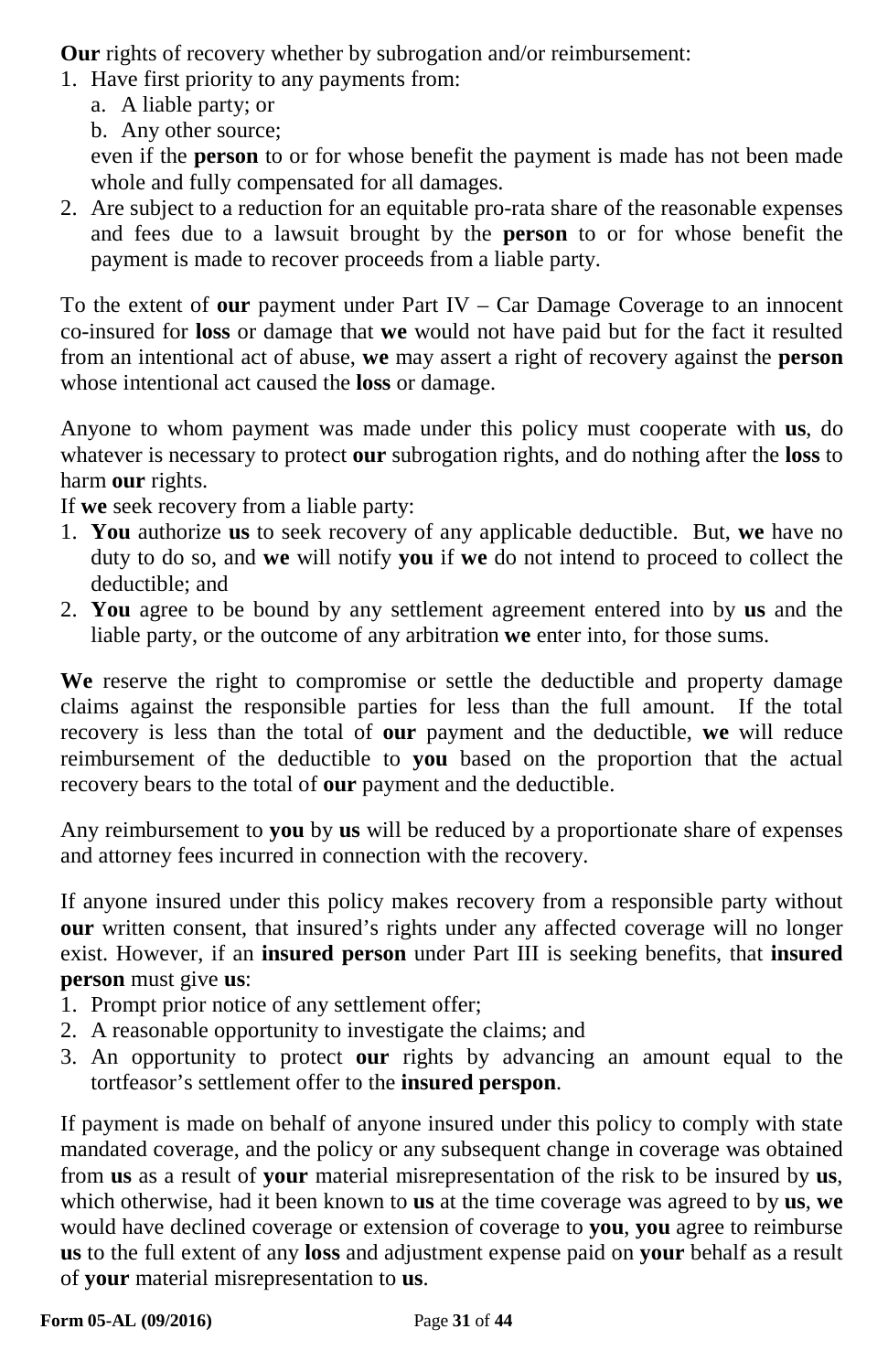**Our** rights of recovery whether by subrogation and/or reimbursement:

1. Have first priority to any payments from:
   a. A liable party; or
   b. Any other source;

   even if the **person** to or for whose benefit the payment is made has not been made whole and fully compensated for all damages.
2. Are subject to a reduction for an equitable pro-rata share of the reasonable expenses and fees due to a lawsuit brought by the **person** to or for whose benefit the payment is made to recover proceeds from a liable party.

To the extent of **our** payment under Part IV – Car Damage Coverage to an innocent co-insured for **loss** or damage that **we** would not have paid but for the fact it resulted from an intentional act of abuse, **we** may assert a right of recovery against the **person** whose intentional act caused the **loss** or damage.

Anyone to whom payment was made under this policy must cooperate with **us**, do whatever is necessary to protect **our** subrogation rights, and do nothing after the **loss** to harm **our** rights.

If **we** seek recovery from a liable party:

1. **You** authorize **us** to seek recovery of any applicable deductible. But, **we** have no duty to do so, and **we** will notify **you** if **we** do not intend to proceed to collect the deductible; and
2. **You** agree to be bound by any settlement agreement entered into by **us** and the liable party, or the outcome of any arbitration **we** enter into, for those sums.

**We** reserve the right to compromise or settle the deductible and property damage claims against the responsible parties for less than the full amount. If the total recovery is less than the total of **our** payment and the deductible, **we** will reduce reimbursement of the deductible to **you** based on the proportion that the actual recovery bears to the total of **our** payment and the deductible.

Any reimbursement to **you** by **us** will be reduced by a proportionate share of expenses and attorney fees incurred in connection with the recovery.

If anyone insured under this policy makes recovery from a responsible party without **our** written consent, that insured's rights under any affected coverage will no longer exist. However, if an **insured person** under Part III is seeking benefits, that **insured person** must give **us**:

1. Prompt prior notice of any settlement offer;
2. A reasonable opportunity to investigate the claims; and
3. An opportunity to protect **our** rights by advancing an amount equal to the tortfeasor's settlement offer to the **insured perspon**.

If payment is made on behalf of anyone insured under this policy to comply with state mandated coverage, and the policy or any subsequent change in coverage was obtained from **us** as a result of **your** material misrepresentation of the risk to be insured by **us**, which otherwise, had it been known to **us** at the time coverage was agreed to by **us**, **we** would have declined coverage or extension of coverage to **you**, **you** agree to reimburse **us** to the full extent of any **loss** and adjustment expense paid on **your** behalf as a result of **your** material misrepresentation to **us**.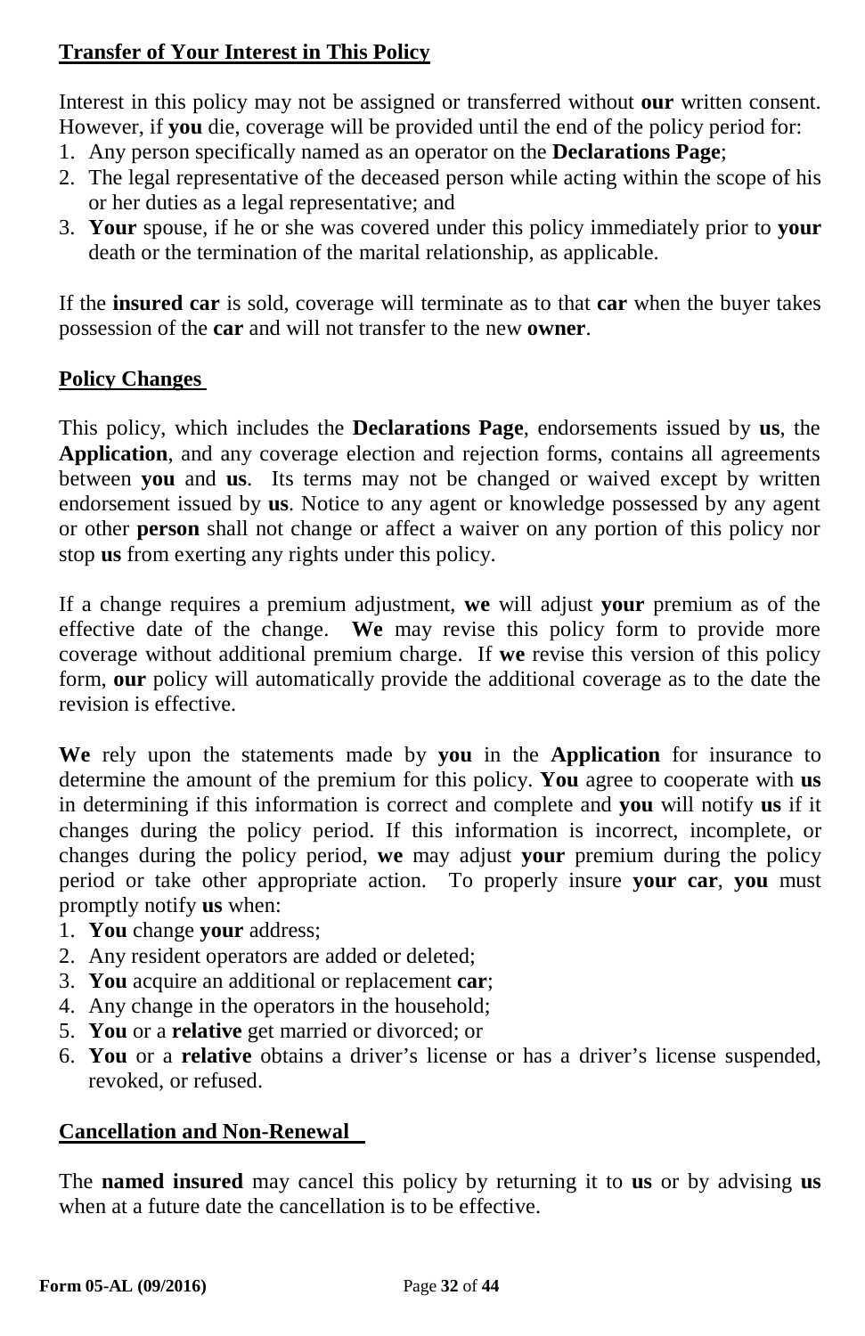**Transfer of Your Interest in This Policy**

Interest in this policy may not be assigned or transferred without **our** written consent. However, if **you** die, coverage will be provided until the end of the policy period for:

1. Any person specifically named as an operator on the **Declarations Page**;
2. The legal representative of the deceased person while acting within the scope of his or her duties as a legal representative; and
3. **Your** spouse, if he or she was covered under this policy immediately prior to **your** death or the termination of the marital relationship, as applicable.

If the **insured car** is sold, coverage will terminate as to that **car** when the buyer takes possession of the **car** and will not transfer to the new **owner**.

**Policy Changes**

This policy, which includes the **Declarations Page**, endorsements issued by **us**, the **Application**, and any coverage election and rejection forms, contains all agreements between **you** and **us**. Its terms may not be changed or waived except by written endorsement issued by **us**. Notice to any agent or knowledge possessed by any agent or other **person** shall not change or affect a waiver on any portion of this policy nor stop **us** from exerting any rights under this policy.

If a change requires a premium adjustment, **we** will adjust **your** premium as of the effective date of the change. **We** may revise this policy form to provide more coverage without additional premium charge. If **we** revise this version of this policy form, **our** policy will automatically provide the additional coverage as to the date the revision is effective.

**We** rely upon the statements made by **you** in the **Application** for insurance to determine the amount of the premium for this policy. **You** agree to cooperate with **us** in determining if this information is correct and complete and **you** will notify **us** if it changes during the policy period. If this information is incorrect, incomplete, or changes during the policy period, **we** may adjust **your** premium during the policy period or take other appropriate action. To properly insure **your car**, **you** must promptly notify **us** when:

1. **You** change **your** address;
2. Any resident operators are added or deleted;
3. **You** acquire an additional or replacement **car**;
4. Any change in the operators in the household;
5. **You** or a **relative** get married or divorced; or
6. **You** or a **relative** obtains a driver's license or has a driver's license suspended, revoked, or refused.

**Cancellation and Non-Renewal**

The **named insured** may cancel this policy by returning it to **us** or by advising **us** when at a future date the cancellation is to be effective.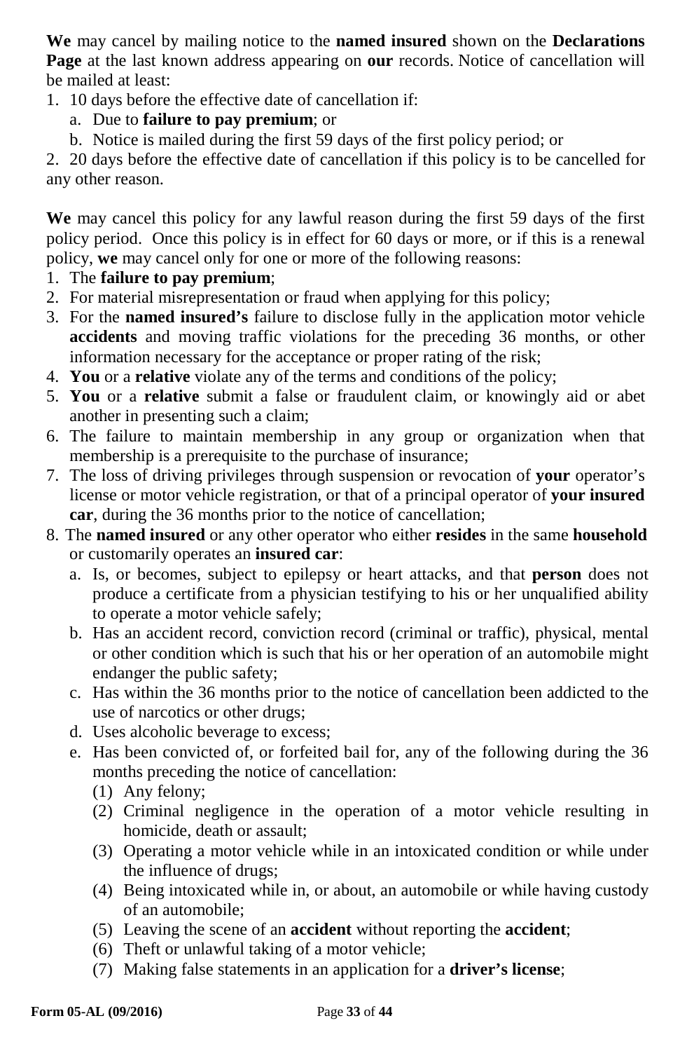**We** may cancel by mailing notice to the **named insured** shown on the **Declarations Page** at the last known address appearing on **our** records. Notice of cancellation will be mailed at least:

1. 10 days before the effective date of cancellation if:
   a. Due to **failure to pay premium**; or
   b. Notice is mailed during the first 59 days of the first policy period; or
2. 20 days before the effective date of cancellation if this policy is to be cancelled for any other reason.

**We** may cancel this policy for any lawful reason during the first 59 days of the first policy period. Once this policy is in effect for 60 days or more, or if this is a renewal policy, **we** may cancel only for one or more of the following reasons:

1. The **failure to pay premium**;
2. For material misrepresentation or fraud when applying for this policy;
3. For the **named insured's** failure to disclose fully in the application motor vehicle **accidents** and moving traffic violations for the preceding 36 months, or other information necessary for the acceptance or proper rating of the risk;
4. **You** or a **relative** violate any of the terms and conditions of the policy;
5. **You** or a **relative** submit a false or fraudulent claim, or knowingly aid or abet another in presenting such a claim;
6. The failure to maintain membership in any group or organization when that membership is a prerequisite to the purchase of insurance;
7. The loss of driving privileges through suspension or revocation of **your** operator's license or motor vehicle registration, or that of a principal operator of **your insured car**, during the 36 months prior to the notice of cancellation;
8. The **named insured** or any other operator who either **resides** in the same **household** or customarily operates an **insured car**:
   a. Is, or becomes, subject to epilepsy or heart attacks, and that **person** does not produce a certificate from a physician testifying to his or her unqualified ability to operate a motor vehicle safely;
   b. Has an accident record, conviction record (criminal or traffic), physical, mental or other condition which is such that his or her operation of an automobile might endanger the public safety;
   c. Has within the 36 months prior to the notice of cancellation been addicted to the use of narcotics or other drugs;
   d. Uses alcoholic beverage to excess;
   e. Has been convicted of, or forfeited bail for, any of the following during the 36 months preceding the notice of cancellation:
      (1) Any felony;
      (2) Criminal negligence in the operation of a motor vehicle resulting in homicide, death or assault;
      (3) Operating a motor vehicle while in an intoxicated condition or while under the influence of drugs;
      (4) Being intoxicated while in, or about, an automobile or while having custody of an automobile;
      (5) Leaving the scene of an **accident** without reporting the **accident**;
      (6) Theft or unlawful taking of a motor vehicle;
      (7) Making false statements in an application for a **driver's license**;

**Form 05-AL (09/2016)**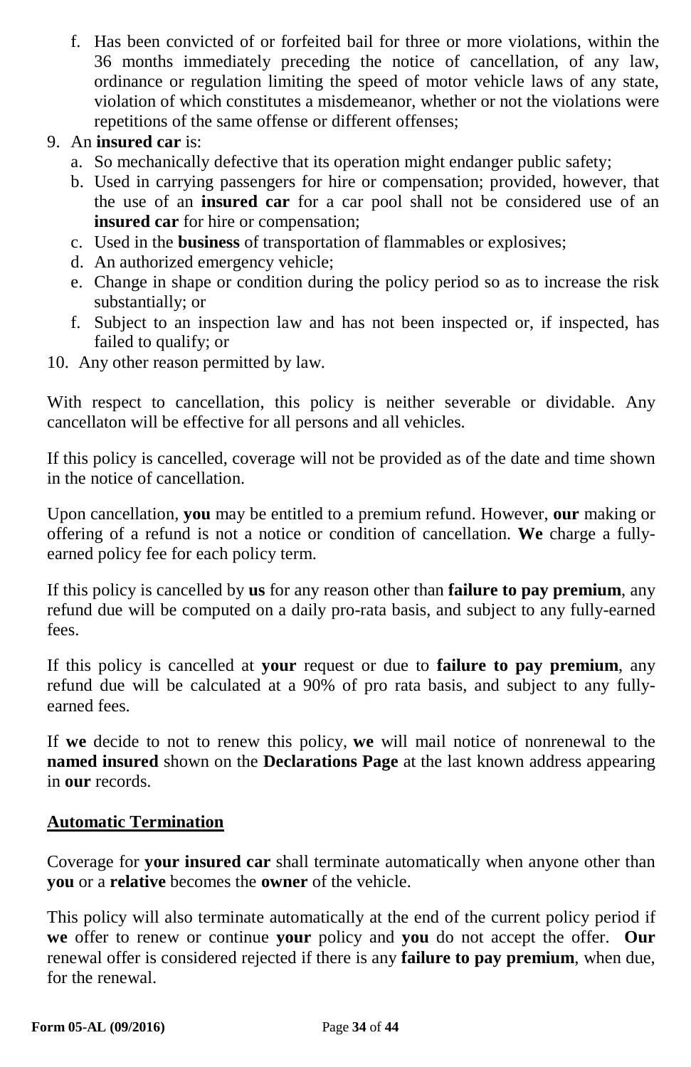f. Has been convicted of or forfeited bail for three or more violations, within the 36 months immediately preceding the notice of cancellation, of any law, ordinance or regulation limiting the speed of motor vehicle laws of any state, violation of which constitutes a misdemeanor, whether or not the violations were repetitions of the same offense or different offenses;

9. An **insured car** is:
   a. So mechanically defective that its operation might endanger public safety;
   b. Used in carrying passengers for hire or compensation; provided, however, that the use of an **insured car** for a car pool shall not be considered use of an **insured car** for hire or compensation;
   c. Used in the **business** of transportation of flammables or explosives;
   d. An authorized emergency vehicle;
   e. Change in shape or condition during the policy period so as to increase the risk substantially; or
   f. Subject to an inspection law and has not been inspected or, if inspected, has failed to qualify; or
10. Any other reason permitted by law.

With respect to cancellation, this policy is neither severable or dividable. Any cancellaton will be effective for all persons and all vehicles.

If this policy is cancelled, coverage will not be provided as of the date and time shown in the notice of cancellation.

Upon cancellation, **you** may be entitled to a premium refund. However, **our** making or offering of a refund is not a notice or condition of cancellation. **We** charge a fully-earned policy fee for each policy term.

If this policy is cancelled by **us** for any reason other than **failure to pay premium**, any refund due will be computed on a daily pro-rata basis, and subject to any fully-earned fees.

If this policy is cancelled at **your** request or due to **failure to pay premium**, any refund due will be calculated at a 90% of pro rata basis, and subject to any fully-earned fees.

If **we** decide to not to renew this policy, **we** will mail notice of nonrenewal to the **named insured** shown on the **Declarations Page** at the last known address appearing in **our** records.

## Automatic Termination

Coverage for **your insured car** shall terminate automatically when anyone other than **you** or a **relative** becomes the **owner** of the vehicle.

This policy will also terminate automatically at the end of the current policy period if **we** offer to renew or continue **your** policy and **you** do not accept the offer. **Our** renewal offer is considered rejected if there is any **failure to pay premium**, when due, for the renewal.

**Form 05-AL (09/2016)**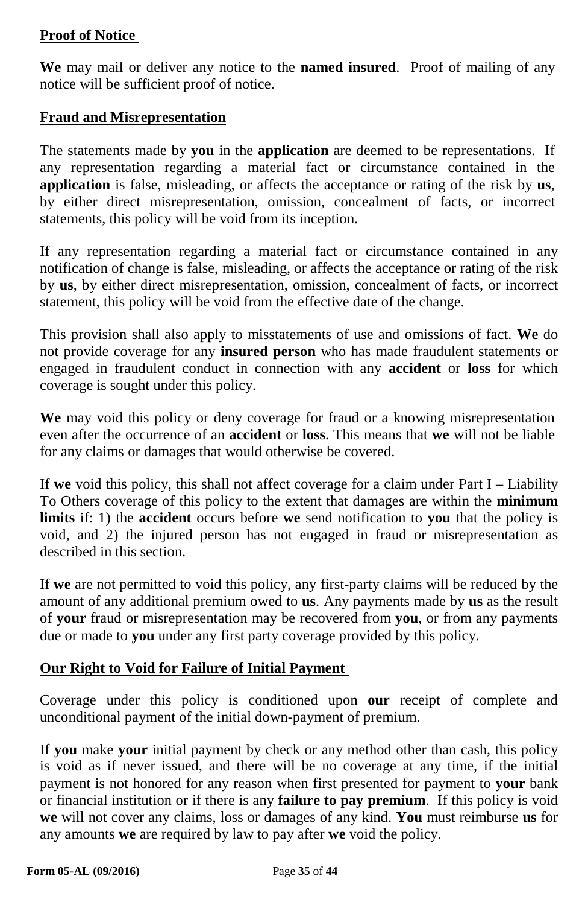## Proof of Notice

**We** may mail or deliver any notice to the **named insured**. Proof of mailing of any notice will be sufficient proof of notice.

## Fraud and Misrepresentation

The statements made by **you** in the **application** are deemed to be representations. If any representation regarding a material fact or circumstance contained in the **application** is false, misleading, or affects the acceptance or rating of the risk by **us**, by either direct misrepresentation, omission, concealment of facts, or incorrect statements, this policy will be void from its inception.

If any representation regarding a material fact or circumstance contained in any notification of change is false, misleading, or affects the acceptance or rating of the risk by **us**, by either direct misrepresentation, omission, concealment of facts, or incorrect statement, this policy will be void from the effective date of the change.

This provision shall also apply to misstatements of use and omissions of fact. **We** do not provide coverage for any **insured person** who has made fraudulent statements or engaged in fraudulent conduct in connection with any **accident** or **loss** for which coverage is sought under this policy.

**We** may void this policy or deny coverage for fraud or a knowing misrepresentation even after the occurrence of an **accident** or **loss**. This means that **we** will not be liable for any claims or damages that would otherwise be covered.

If **we** void this policy, this shall not affect coverage for a claim under Part I – Liability To Others coverage of this policy to the extent that damages are within the **minimum limits** if: 1) the **accident** occurs before **we** send notification to **you** that the policy is void, and 2) the injured person has not engaged in fraud or misrepresentation as described in this section.

If **we** are not permitted to void this policy, any first-party claims will be reduced by the amount of any additional premium owed to **us**. Any payments made by **us** as the result of **your** fraud or misrepresentation may be recovered from **you**, or from any payments due or made to **you** under any first party coverage provided by this policy.

## Our Right to Void for Failure of Initial Payment

Coverage under this policy is conditioned upon **our** receipt of complete and unconditional payment of the initial down-payment of premium.

If **you** make **your** initial payment by check or any method other than cash, this policy is void as if never issued, and there will be no coverage at any time, if the initial payment is not honored for any reason when first presented for payment to **your** bank or financial institution or if there is any **failure to pay premium**. If this policy is void **we** will not cover any claims, loss or damages of any kind. **You** must reimburse **us** for any amounts **we** are required by law to pay after **we** void the policy.

**Form 05-AL (09/2016)**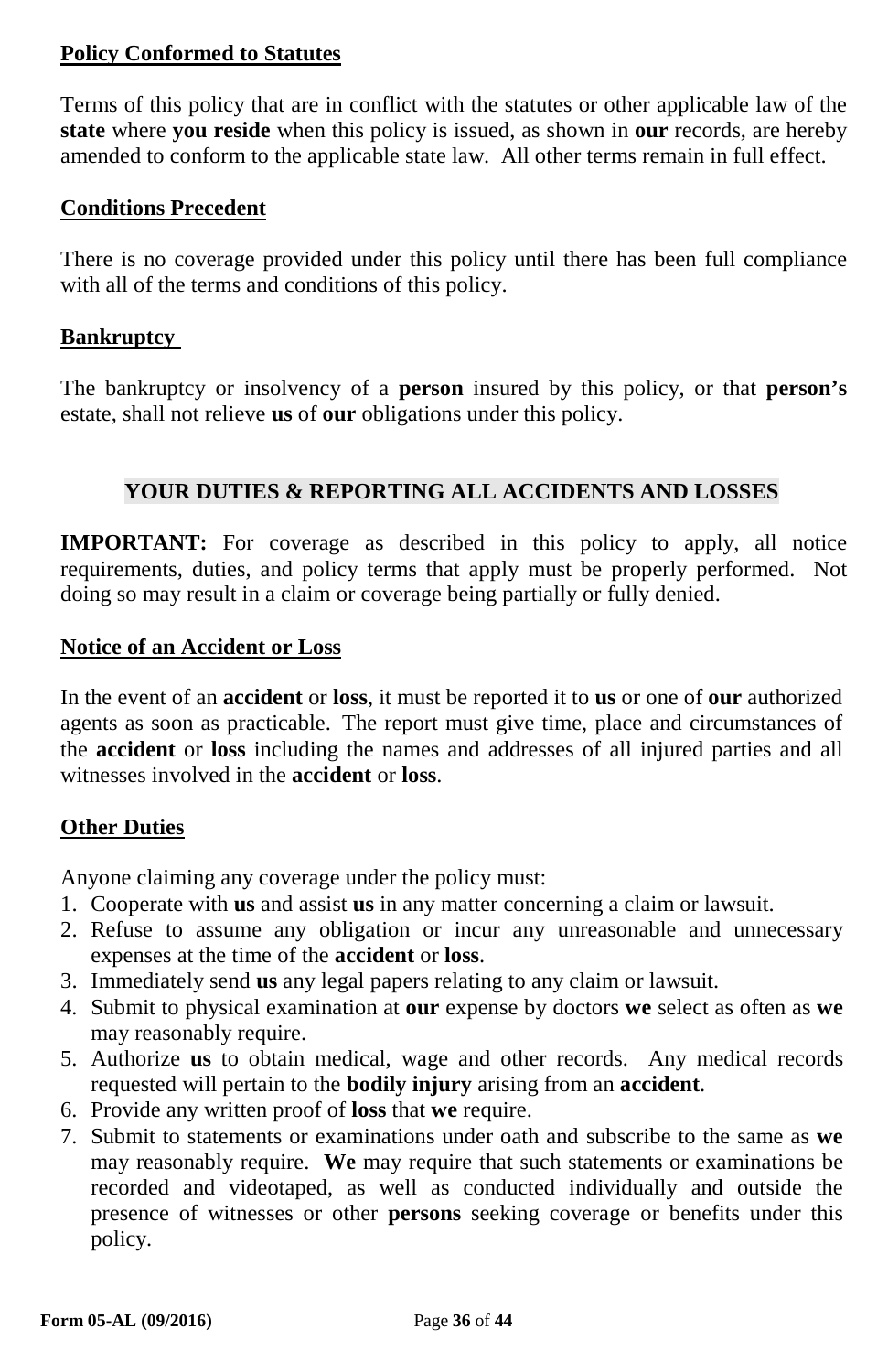**Policy Conformed to Statutes**

Terms of this policy that are in conflict with the statutes or other applicable law of the **state** where **you reside** when this policy is issued, as shown in **our** records, are hereby amended to conform to the applicable state law. All other terms remain in full effect.

**Conditions Precedent**

There is no coverage provided under this policy until there has been full compliance with all of the terms and conditions of this policy.

**Bankruptcy**

The bankruptcy or insolvency of a **person** insured by this policy, or that **person's** estate, shall not relieve **us** of **our** obligations under this policy.

## YOUR DUTIES & REPORTING ALL ACCIDENTS AND LOSSES

**IMPORTANT:** For coverage as described in this policy to apply, all notice requirements, duties, and policy terms that apply must be properly performed. Not doing so may result in a claim or coverage being partially or fully denied.

**Notice of an Accident or Loss**

In the event of an **accident** or **loss**, it must be reported it to **us** or one of **our** authorized agents as soon as practicable. The report must give time, place and circumstances of the **accident** or **loss** including the names and addresses of all injured parties and all witnesses involved in the **accident** or **loss**.

**Other Duties**

Anyone claiming any coverage under the policy must:

1. Cooperate with **us** and assist **us** in any matter concerning a claim or lawsuit.
2. Refuse to assume any obligation or incur any unreasonable and unnecessary expenses at the time of the **accident** or **loss**.
3. Immediately send **us** any legal papers relating to any claim or lawsuit.
4. Submit to physical examination at **our** expense by doctors **we** select as often as **we** may reasonably require.
5. Authorize **us** to obtain medical, wage and other records. Any medical records requested will pertain to the **bodily injury** arising from an **accident**.
6. Provide any written proof of **loss** that **we** require.
7. Submit to statements or examinations under oath and subscribe to the same as **we** may reasonably require. **We** may require that such statements or examinations be recorded and videotaped, as well as conducted individually and outside the presence of witnesses or other **persons** seeking coverage or benefits under this policy.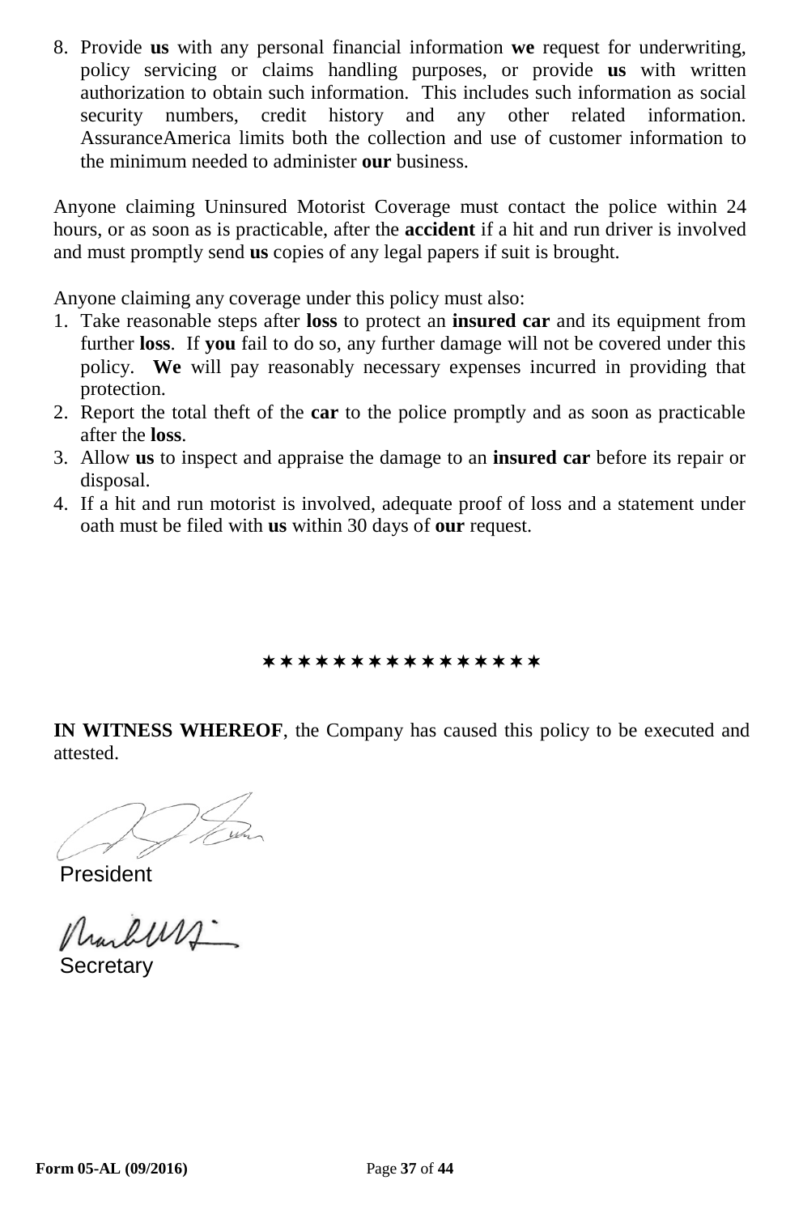8. Provide **us** with any personal financial information **we** request for underwriting, policy servicing or claims handling purposes, or provide **us** with written authorization to obtain such information. This includes such information as social security numbers, credit history and any other related information. AssuranceAmerica limits both the collection and use of customer information to the minimum needed to administer **our** business.

Anyone claiming Uninsured Motorist Coverage must contact the police within 24 hours, or as soon as is practicable, after the **accident** if a hit and run driver is involved and must promptly send **us** copies of any legal papers if suit is brought.

Anyone claiming any coverage under this policy must also:

1. Take reasonable steps after **loss** to protect an **insured car** and its equipment from further **loss**. If **you** fail to do so, any further damage will not be covered under this policy. **We** will pay reasonably necessary expenses incurred in providing that protection.
2. Report the total theft of the **car** to the police promptly and as soon as practicable after the **loss**.
3. Allow **us** to inspect and appraise the damage to an **insured car** before its repair or disposal.
4. If a hit and run motorist is involved, adequate proof of loss and a statement under oath must be filed with **us** within 30 days of **our** request.

✶✶✶✶✶✶✶✶✶✶✶✶✶✶✶✶

**IN WITNESS WHEREOF**, the Company has caused this policy to be executed and attested.

President

Secretary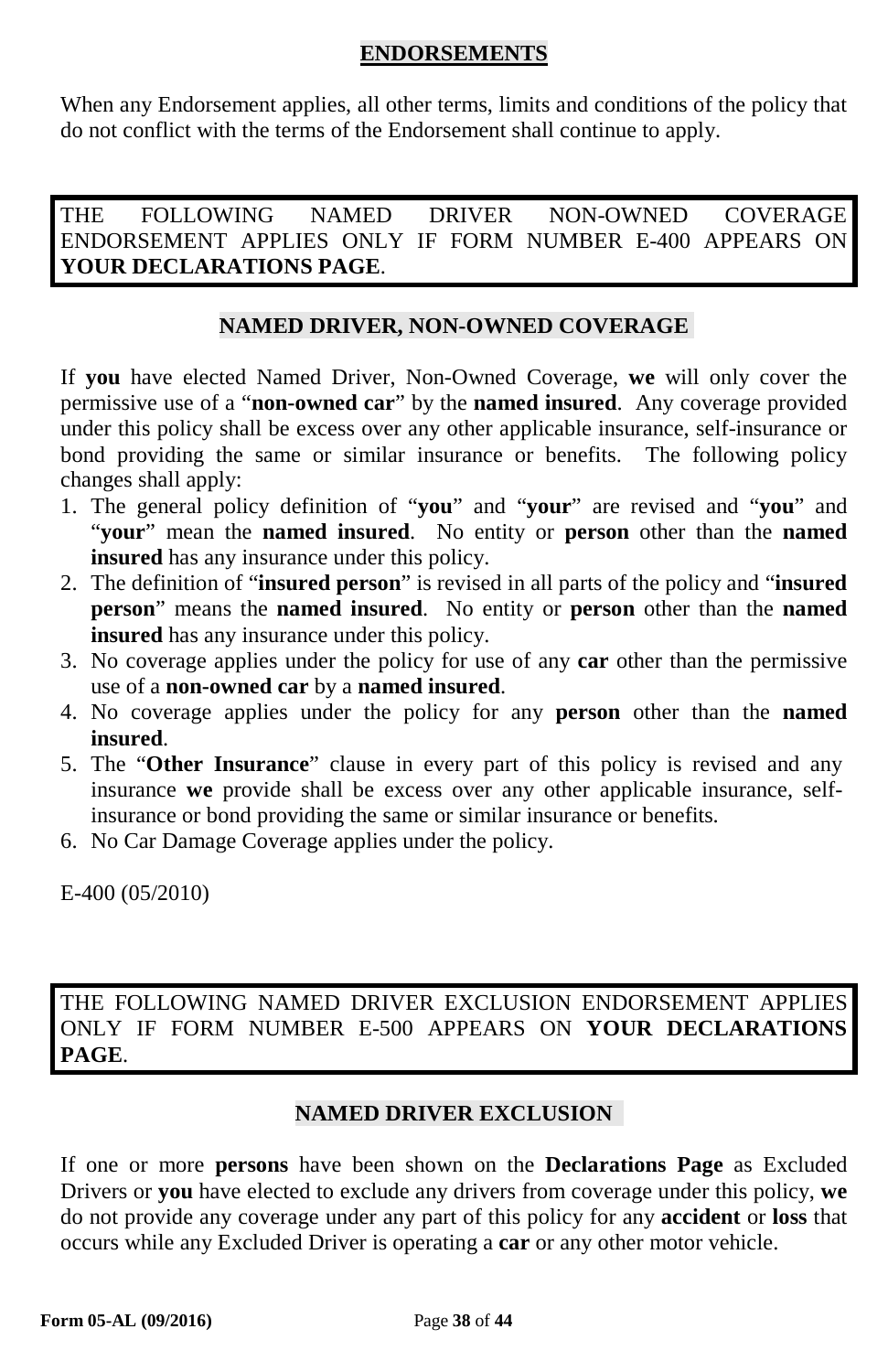## ENDORSEMENTS

When any Endorsement applies, all other terms, limits and conditions of the policy that do not conflict with the terms of the Endorsement shall continue to apply.

THE FOLLOWING NAMED DRIVER NON-OWNED COVERAGE ENDORSEMENT APPLIES ONLY IF FORM NUMBER E-400 APPEARS ON **YOUR DECLARATIONS PAGE**.

### NAMED DRIVER, NON-OWNED COVERAGE

If **you** have elected Named Driver, Non-Owned Coverage, **we** will only cover the permissive use of a "**non-owned car**" by the **named insured**. Any coverage provided under this policy shall be excess over any other applicable insurance, self-insurance or bond providing the same or similar insurance or benefits. The following policy changes shall apply:

1. The general policy definition of "**you**" and "**your**" are revised and "**you**" and "**your**" mean the **named insured**. No entity or **person** other than the **named insured** has any insurance under this policy.
2. The definition of "**insured person**" is revised in all parts of the policy and "**insured person**" means the **named insured**. No entity or **person** other than the **named insured** has any insurance under this policy.
3. No coverage applies under the policy for use of any **car** other than the permissive use of a **non-owned car** by a **named insured**.
4. No coverage applies under the policy for any **person** other than the **named insured**.
5. The "**Other Insurance**" clause in every part of this policy is revised and any insurance **we** provide shall be excess over any other applicable insurance, self-insurance or bond providing the same or similar insurance or benefits.
6. No Car Damage Coverage applies under the policy.

E-400 (05/2010)

THE FOLLOWING NAMED DRIVER EXCLUSION ENDORSEMENT APPLIES ONLY IF FORM NUMBER E-500 APPEARS ON **YOUR DECLARATIONS PAGE**.

### NAMED DRIVER EXCLUSION

If one or more **persons** have been shown on the **Declarations Page** as Excluded Drivers or **you** have elected to exclude any drivers from coverage under this policy, **we** do not provide any coverage under any part of this policy for any **accident** or **loss** that occurs while any Excluded Driver is operating a **car** or any other motor vehicle.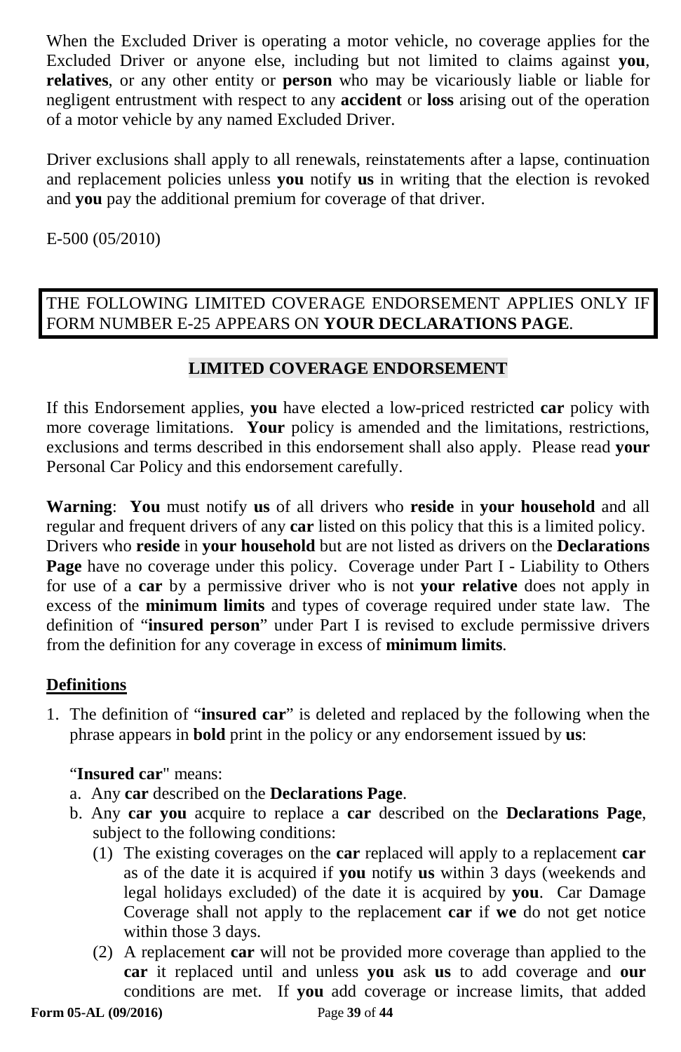When the Excluded Driver is operating a motor vehicle, no coverage applies for the Excluded Driver or anyone else, including but not limited to claims against **you**, **relatives**, or any other entity or **person** who may be vicariously liable or liable for negligent entrustment with respect to any **accident** or **loss** arising out of the operation of a motor vehicle by any named Excluded Driver.

Driver exclusions shall apply to all renewals, reinstatements after a lapse, continuation and replacement policies unless **you** notify **us** in writing that the election is revoked and **you** pay the additional premium for coverage of that driver.

E-500 (05/2010)

THE FOLLOWING LIMITED COVERAGE ENDORSEMENT APPLIES ONLY IF FORM NUMBER E-25 APPEARS ON **YOUR DECLARATIONS PAGE**.

## LIMITED COVERAGE ENDORSEMENT

If this Endorsement applies, **you** have elected a low-priced restricted **car** policy with more coverage limitations. **Your** policy is amended and the limitations, restrictions, exclusions and terms described in this endorsement shall also apply. Please read **your** Personal Car Policy and this endorsement carefully.

**Warning**: **You** must notify **us** of all drivers who **reside** in **your household** and all regular and frequent drivers of any **car** listed on this policy that this is a limited policy. Drivers who **reside** in **your household** but are not listed as drivers on the **Declarations Page** have no coverage under this policy. Coverage under Part I - Liability to Others for use of a **car** by a permissive driver who is not **your relative** does not apply in excess of the **minimum limits** and types of coverage required under state law. The definition of "**insured person**" under Part I is revised to exclude permissive drivers from the definition for any coverage in excess of **minimum limits**.

### Definitions

1. The definition of "**insured car**" is deleted and replaced by the following when the phrase appears in **bold** print in the policy or any endorsement issued by **us**:

   "**Insured car**" means:

   a. Any **car** described on the **Declarations Page**.
   b. Any **car you** acquire to replace a **car** described on the **Declarations Page**, subject to the following conditions:
      (1) The existing coverages on the **car** replaced will apply to a replacement **car** as of the date it is acquired if **you** notify **us** within 3 days (weekends and legal holidays excluded) of the date it is acquired by **you**. Car Damage Coverage shall not apply to the replacement **car** if **we** do not get notice within those 3 days.
      (2) A replacement **car** will not be provided more coverage than applied to the **car** it replaced until and unless **you** ask **us** to add coverage and **our** conditions are met. If **you** add coverage or increase limits, that added

Form 05-AL (09/2016)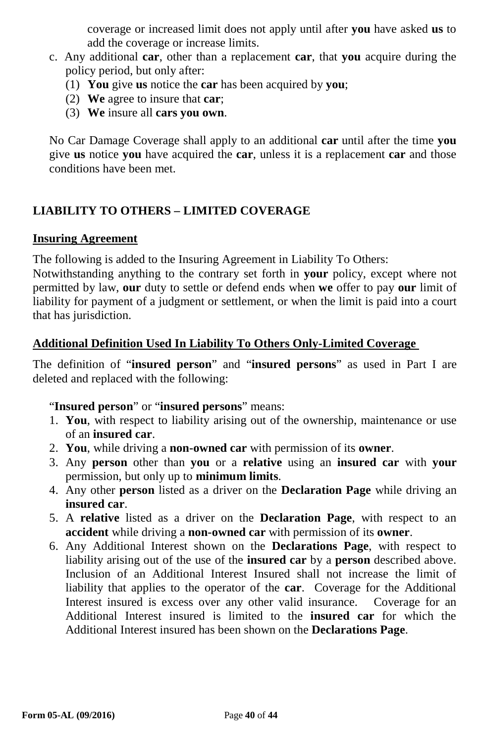coverage or increased limit does not apply until after **you** have asked **us** to add the coverage or increase limits.

c. Any additional **car**, other than a replacement **car**, that **you** acquire during the policy period, but only after:
   (1) **You** give **us** notice the **car** has been acquired by **you**;
   (2) **We** agree to insure that **car**;
   (3) **We** insure all **cars you own**.

No Car Damage Coverage shall apply to an additional **car** until after the time **you** give **us** notice **you** have acquired the **car**, unless it is a replacement **car** and those conditions have been met.

## LIABILITY TO OTHERS – LIMITED COVERAGE

### Insuring Agreement

The following is added to the Insuring Agreement in Liability To Others:
Notwithstanding anything to the contrary set forth in **your** policy, except where not permitted by law, **our** duty to settle or defend ends when **we** offer to pay **our** limit of liability for payment of a judgment or settlement, or when the limit is paid into a court that has jurisdiction.

### Additional Definition Used In Liability To Others Only-Limited Coverage

The definition of "**insured person**" and "**insured persons**" as used in Part I are deleted and replaced with the following:

"**Insured person**" or "**insured persons**" means:

1. **You**, with respect to liability arising out of the ownership, maintenance or use of an **insured car**.
2. **You**, while driving a **non-owned car** with permission of its **owner**.
3. Any **person** other than **you** or a **relative** using an **insured car** with **your** permission, but only up to **minimum limits**.
4. Any other **person** listed as a driver on the **Declaration Page** while driving an **insured car**.
5. A **relative** listed as a driver on the **Declaration Page**, with respect to an **accident** while driving a **non-owned car** with permission of its **owner**.
6. Any Additional Interest shown on the **Declarations Page**, with respect to liability arising out of the use of the **insured car** by a **person** described above. Inclusion of an Additional Interest Insured shall not increase the limit of liability that applies to the operator of the **car**. Coverage for the Additional Interest insured is excess over any other valid insurance. Coverage for an Additional Interest insured is limited to the **insured car** for which the Additional Interest insured has been shown on the **Declarations Page**.

**Form 05-AL (09/2016)**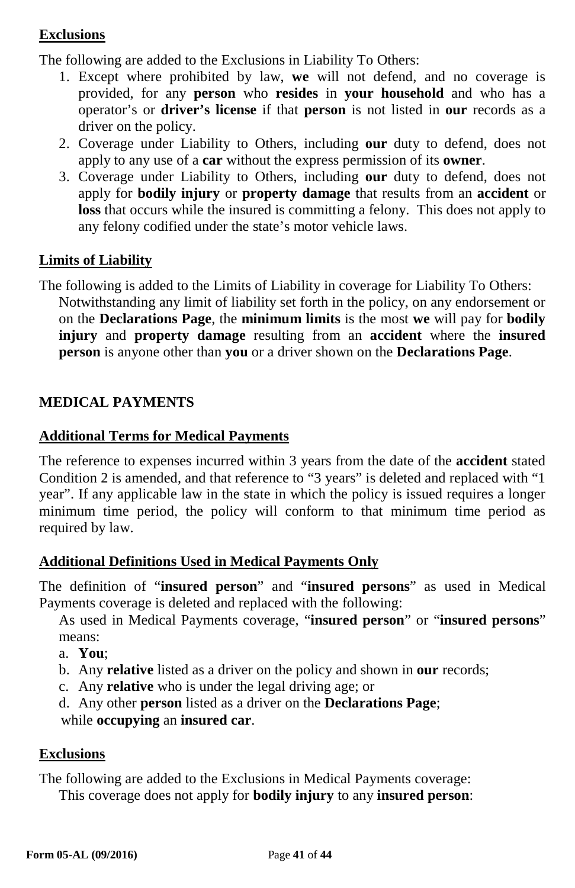**Exclusions**

The following are added to the Exclusions in Liability To Others:

1. Except where prohibited by law, **we** will not defend, and no coverage is provided, for any **person** who **resides** in **your household** and who has a operator's or **driver's license** if that **person** is not listed in **our** records as a driver on the policy.
2. Coverage under Liability to Others, including **our** duty to defend, does not apply to any use of a **car** without the express permission of its **owner**.
3. Coverage under Liability to Others, including **our** duty to defend, does not apply for **bodily injury** or **property damage** that results from an **accident** or **loss** that occurs while the insured is committing a felony. This does not apply to any felony codified under the state's motor vehicle laws.

**Limits of Liability**

The following is added to the Limits of Liability in coverage for Liability To Others:

Notwithstanding any limit of liability set forth in the policy, on any endorsement or on the **Declarations Page**, the **minimum limits** is the most **we** will pay for **bodily injury** and **property damage** resulting from an **accident** where the **insured person** is anyone other than **you** or a driver shown on the **Declarations Page**.

## MEDICAL PAYMENTS

**Additional Terms for Medical Payments**

The reference to expenses incurred within 3 years from the date of the **accident** stated Condition 2 is amended, and that reference to "3 years" is deleted and replaced with "1 year". If any applicable law in the state in which the policy is issued requires a longer minimum time period, the policy will conform to that minimum time period as required by law.

**Additional Definitions Used in Medical Payments Only**

The definition of "**insured person**" and "**insured persons**" as used in Medical Payments coverage is deleted and replaced with the following:

As used in Medical Payments coverage, "**insured person**" or "**insured persons**" means:

a. **You**;
b. Any **relative** listed as a driver on the policy and shown in **our** records;
c. Any **relative** who is under the legal driving age; or
d. Any other **person** listed as a driver on the **Declarations Page**;

while **occupying** an **insured car**.

**Exclusions**

The following are added to the Exclusions in Medical Payments coverage:

This coverage does not apply for **bodily injury** to any **insured person**:

Form 05-AL (09/2016)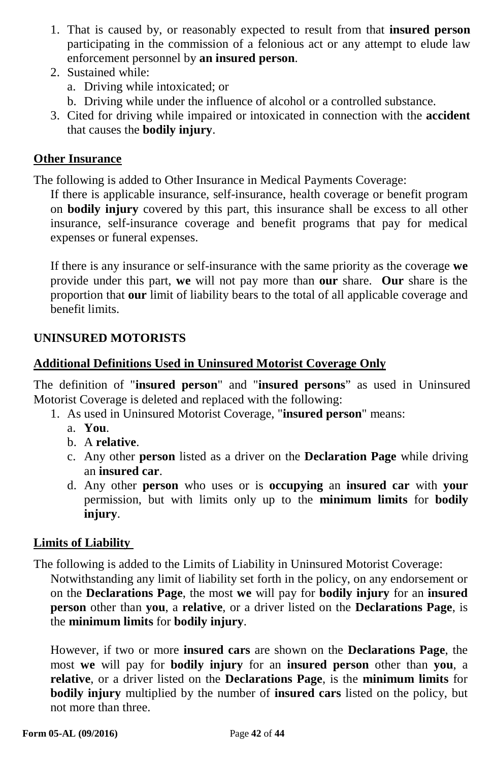1. That is caused by, or reasonably expected to result from that **insured person** participating in the commission of a felonious act or any attempt to elude law enforcement personnel by **an insured person**.
2. Sustained while:
   a. Driving while intoxicated; or
   b. Driving while under the influence of alcohol or a controlled substance.
3. Cited for driving while impaired or intoxicated in connection with the **accident** that causes the **bodily injury**.

**Other Insurance**

The following is added to Other Insurance in Medical Payments Coverage:

If there is applicable insurance, self-insurance, health coverage or benefit program on **bodily injury** covered by this part, this insurance shall be excess to all other insurance, self-insurance coverage and benefit programs that pay for medical expenses or funeral expenses.

If there is any insurance or self-insurance with the same priority as the coverage **we** provide under this part, **we** will not pay more than **our** share. **Our** share is the proportion that **our** limit of liability bears to the total of all applicable coverage and benefit limits.

## UNINSURED MOTORISTS

**Additional Definitions Used in Uninsured Motorist Coverage Only**

The definition of "**insured person**" and "**insured persons**" as used in Uninsured Motorist Coverage is deleted and replaced with the following:

1. As used in Uninsured Motorist Coverage, "**insured person**" means:
   a. **You**.
   b. A **relative**.
   c. Any other **person** listed as a driver on the **Declaration Page** while driving an **insured car**.
   d. Any other **person** who uses or is **occupying** an **insured car** with **your** permission, but with limits only up to the **minimum limits** for **bodily injury**.

**Limits of Liability**

The following is added to the Limits of Liability in Uninsured Motorist Coverage:

Notwithstanding any limit of liability set forth in the policy, on any endorsement or on the **Declarations Page**, the most **we** will pay for **bodily injury** for an **insured person** other than **you**, a **relative**, or a driver listed on the **Declarations Page**, is the **minimum limits** for **bodily injury**.

However, if two or more **insured cars** are shown on the **Declarations Page**, the most **we** will pay for **bodily injury** for an **insured person** other than **you**, a **relative**, or a driver listed on the **Declarations Page**, is the **minimum limits** for **bodily injury** multiplied by the number of **insured cars** listed on the policy, but not more than three.

**Form 05-AL (09/2016)**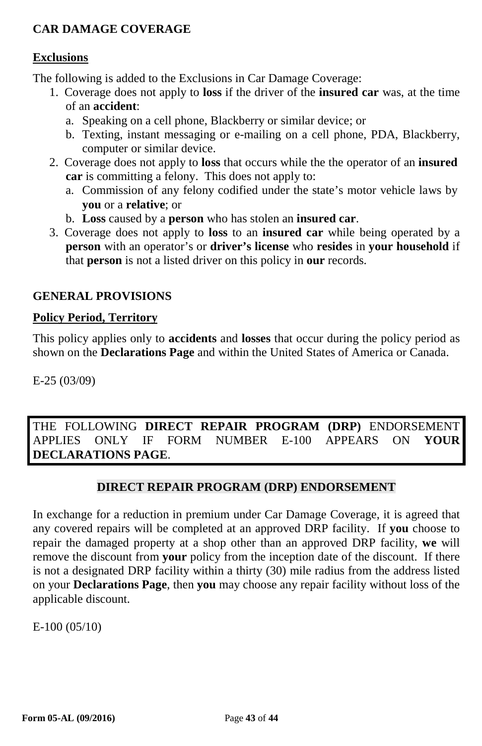## CAR DAMAGE COVERAGE

### Exclusions

The following is added to the Exclusions in Car Damage Coverage:

1. Coverage does not apply to **loss** if the driver of the **insured car** was, at the time of an **accident**:
   a. Speaking on a cell phone, Blackberry or similar device; or
   b. Texting, instant messaging or e-mailing on a cell phone, PDA, Blackberry, computer or similar device.
2. Coverage does not apply to **loss** that occurs while the the operator of an **insured car** is committing a felony. This does not apply to:
   a. Commission of any felony codified under the state's motor vehicle laws by **you** or a **relative**; or
   b. **Loss** caused by a **person** who has stolen an **insured car**.
3. Coverage does not apply to **loss** to an **insured car** while being operated by a **person** with an operator's or **driver's license** who **resides** in **your household** if that **person** is not a listed driver on this policy in **our** records.

## GENERAL PROVISIONS

### Policy Period, Territory

This policy applies only to **accidents** and **losses** that occur during the policy period as shown on the **Declarations Page** and within the United States of America or Canada.

E-25 (03/09)

THE FOLLOWING **DIRECT REPAIR PROGRAM (DRP)** ENDORSEMENT APPLIES ONLY IF FORM NUMBER E-100 APPEARS ON **YOUR DECLARATIONS PAGE**.

## DIRECT REPAIR PROGRAM (DRP) ENDORSEMENT

In exchange for a reduction in premium under Car Damage Coverage, it is agreed that any covered repairs will be completed at an approved DRP facility. If **you** choose to repair the damaged property at a shop other than an approved DRP facility, **we** will remove the discount from **your** policy from the inception date of the discount. If there is not a designated DRP facility within a thirty (30) mile radius from the address listed on your **Declarations Page**, then **you** may choose any repair facility without loss of the applicable discount.

E-100 (05/10)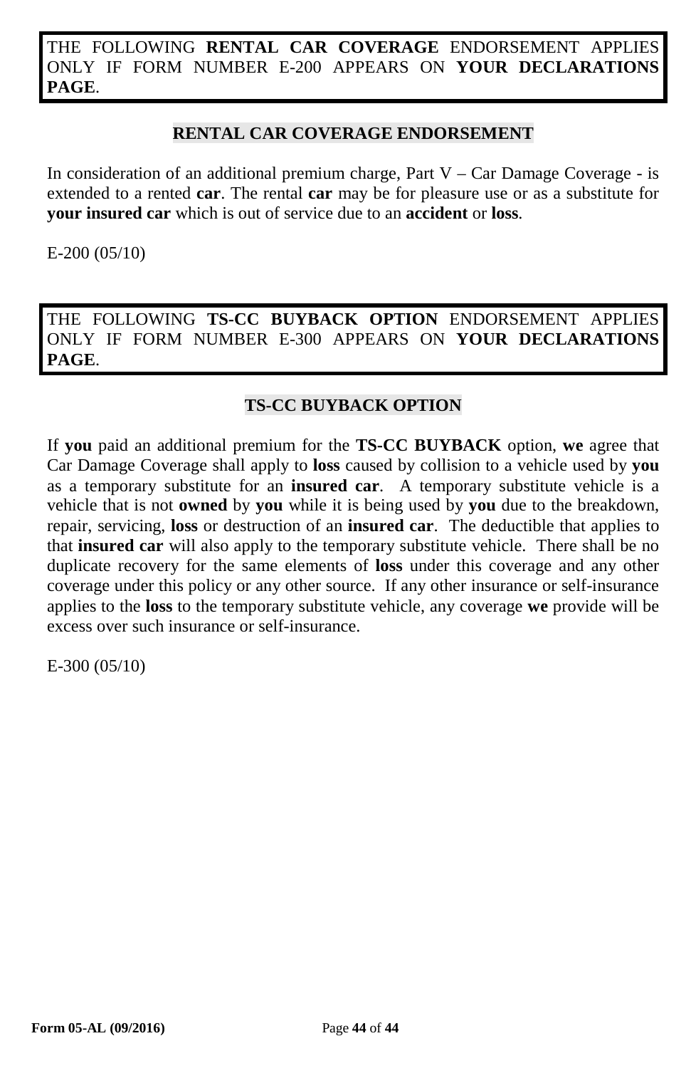THE FOLLOWING **RENTAL CAR COVERAGE** ENDORSEMENT APPLIES ONLY IF FORM NUMBER E-200 APPEARS ON **YOUR DECLARATIONS PAGE**.

## RENTAL CAR COVERAGE ENDORSEMENT

In consideration of an additional premium charge, Part V – Car Damage Coverage - is extended to a rented **car**. The rental **car** may be for pleasure use or as a substitute for **your insured car** which is out of service due to an **accident** or **loss**.

E-200 (05/10)

THE FOLLOWING **TS-CC BUYBACK OPTION** ENDORSEMENT APPLIES ONLY IF FORM NUMBER E-300 APPEARS ON **YOUR DECLARATIONS PAGE**.

## TS-CC BUYBACK OPTION

If **you** paid an additional premium for the **TS-CC BUYBACK** option, **we** agree that Car Damage Coverage shall apply to **loss** caused by collision to a vehicle used by **you** as a temporary substitute for an **insured car**. A temporary substitute vehicle is a vehicle that is not **owned** by **you** while it is being used by **you** due to the breakdown, repair, servicing, **loss** or destruction of an **insured car**. The deductible that applies to that **insured car** will also apply to the temporary substitute vehicle. There shall be no duplicate recovery for the same elements of **loss** under this coverage and any other coverage under this policy or any other source. If any other insurance or self-insurance applies to the **loss** to the temporary substitute vehicle, any coverage **we** provide will be excess over such insurance or self-insurance.

E-300 (05/10)

**Form 05-AL (09/2016)**